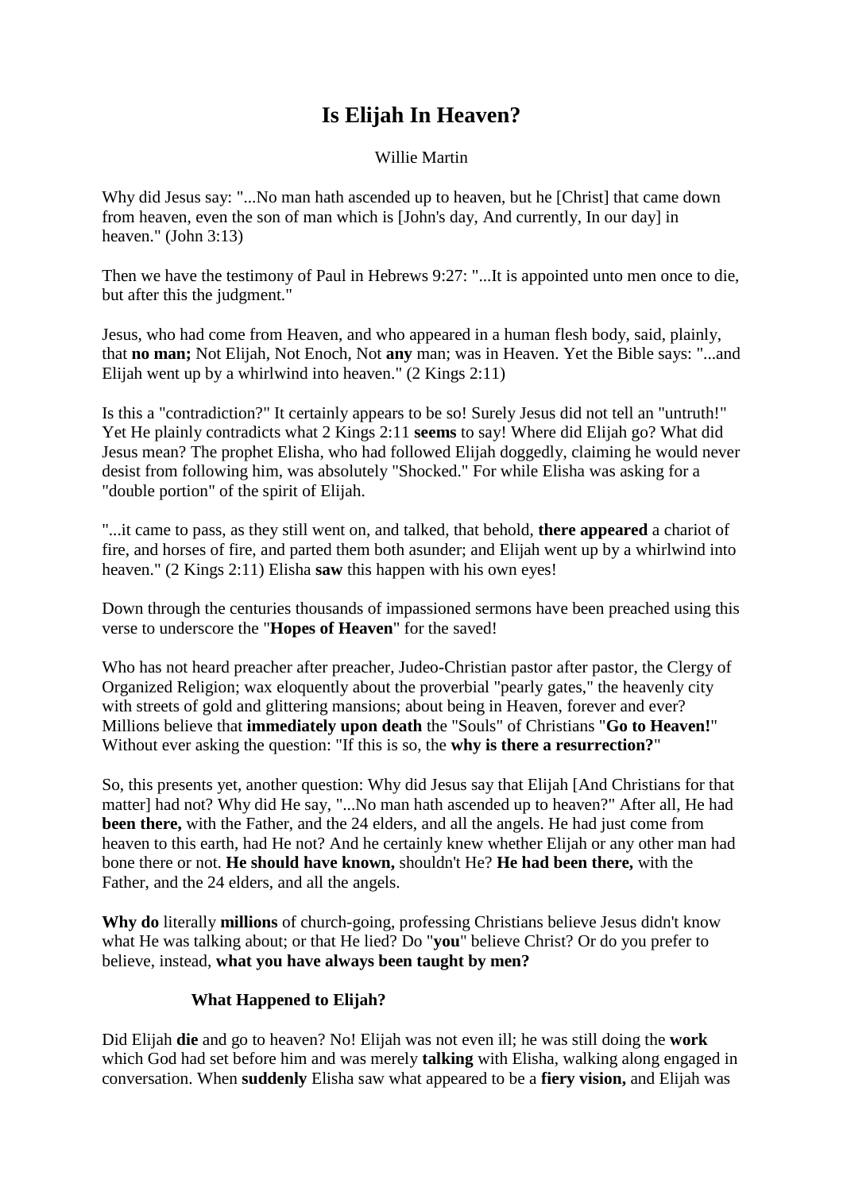# Is Elijah In Heaven?

Willie Martin

Why did Jesus say: "...No man hath ascended up to heaven, but he [Christ] that came down from heaven, even the son of man which is [John's day, And currently, In our day] in heaven." (John 3:13)

Then we have the testimony of Paul in Hebrews 9:27: "...It is appointed unto men once to die, but after this the judgment."

Jesus, who had come from Heaven, and who appeared in a human flesh body, said, plainly, that **no man;** Not Elijah, Not Enoch, Not **any** man; was in Heaven. Yet the Bible says: "...and Elijah went up by a whirlwind into heaven." (2 Kings 2:11)

Is this a "contradiction?" It certainly appears to be so! Surely Jesus did not tell an "untruth!" Yet He plainly contradicts what 2 Kings 2:11 **seems** to say! Where did Elijah go? What did Jesus mean? The prophet Elisha, who had followed Elijah doggedly, claiming he would never desist from following him, was absolutely "Shocked." For while Elisha was asking for a "double portion" of the spirit of Elijah.

"...it came to pass, as they still went on, and talked, that behold, **there appeared** a chariot of fire, and horses of fire, and parted them both asunder; and Elijah went up by a whirlwind into heaven." (2 Kings 2:11) Elisha **saw** this happen with his own eyes!

Down through the centuries thousands of impassioned sermons have been preached using this verse to underscore the "**Hopes of Heaven**" for the saved!

Who has not heard preacher after preacher, Judeo-Christian pastor after pastor, the Clergy of Organized Religion; wax eloquently about the proverbial "pearly gates," the heavenly city with streets of gold and glittering mansions; about being in Heaven, forever and ever? Millions believe that **immediately upon death** the "Souls" of Christians "**Go to Heaven!**" Without ever asking the question: "If this is so, the **why is there a resurrection?**"

So, this presents yet, another question: Why did Jesus say that Elijah [And Christians for that matter] had not? Why did He say, "...No man hath ascended up to heaven?" After all, He had **been there,** with the Father, and the 24 elders, and all the angels. He had just come from heaven to this earth, had He not? And he certainly knew whether Elijah or any other man had bone there or not. **He should have known,** shouldn't He? **He had been there,** with the Father, and the 24 elders, and all the angels.

**Why do** literally **millions** of church-going, professing Christians believe Jesus didn't know what He was talking about; or that He lied? Do "**you**" believe Christ? Or do you prefer to believe, instead, **what you have always been taught by men?**

## What Happened to Elijah?

Did Elijah **die** and go to heaven? No! Elijah was not even ill; he was still doing the **work** which God had set before him and was merely **talking** with Elisha, walking along engaged in conversation. When **suddenly** Elisha saw what appeared to be a **fiery vision,** and Elijah was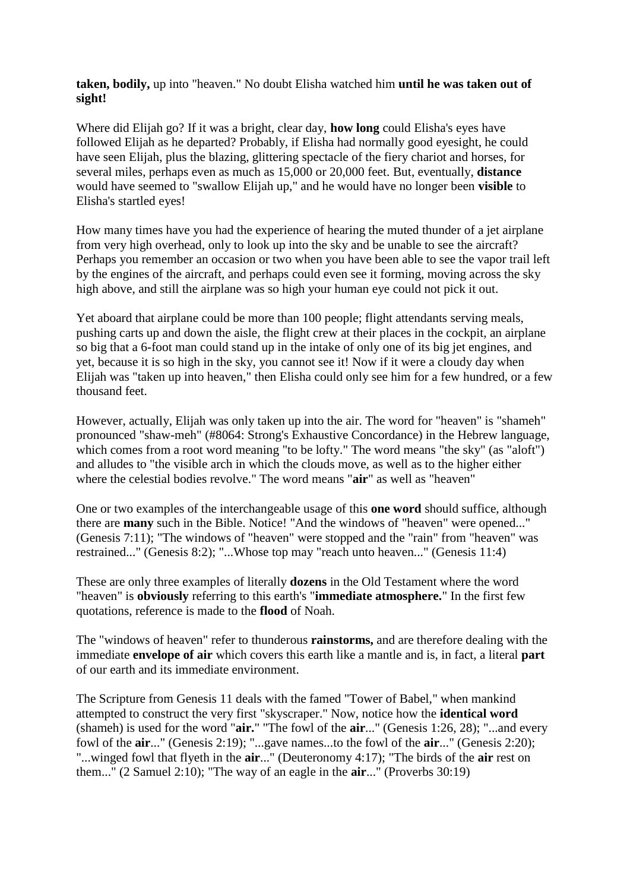**taken, bodily,** up into "heaven." No doubt Elisha watched him **until he was taken out of sight!**

Where did Elijah go? If it was a bright, clear day, **how long** could Elisha's eyes have followed Elijah as he departed? Probably, if Elisha had normally good eyesight, he could have seen Elijah, plus the blazing, glittering spectacle of the fiery chariot and horses, for several miles, perhaps even as much as 15,000 or 20,000 feet. But, eventually, **distance** would have seemed to "swallow Elijah up," and he would have no longer been **visible** to Elisha's startled eyes!

How many times have you had the experience of hearing the muted thunder of a jet airplane from very high overhead, only to look up into the sky and be unable to see the aircraft? Perhaps you remember an occasion or two when you have been able to see the vapor trail left by the engines of the aircraft, and perhaps could even see it forming, moving across the sky high above, and still the airplane was so high your human eye could not pick it out.

Yet aboard that airplane could be more than 100 people; flight attendants serving meals, pushing carts up and down the aisle, the flight crew at their places in the cockpit, an airplane so big that a 6-foot man could stand up in the intake of only one of its big jet engines, and yet, because it is so high in the sky, you cannot see it! Now if it were a cloudy day when Elijah was "taken up into heaven," then Elisha could only see him for a few hundred, or a few thousand feet.

However, actually, Elijah was only taken up into the air. The word for "heaven" is "shameh" pronounced "shaw-meh" (#8064: Strong's Exhaustive Concordance) in the Hebrew language, which comes from a root word meaning "to be lofty." The word means "the sky" (as "aloft") and alludes to "the visible arch in which the clouds move, as well as to the higher either where the celestial bodies revolve." The word means "**air**" as well as "heaven"

One or two examples of the interchangeable usage of this **one word** should suffice, although there are **many** such in the Bible. Notice! "And the windows of "heaven" were opened..." (Genesis 7:11); "The windows of "heaven" were stopped and the "rain" from "heaven" was restrained..." (Genesis 8:2); "...Whose top may "reach unto heaven..." (Genesis 11:4)

These are only three examples of literally **dozens** in the Old Testament where the word "heaven" is **obviously** referring to this earth's "**immediate atmosphere.**" In the first few quotations, reference is made to the **flood** of Noah.

The "windows of heaven" refer to thunderous **rainstorms,** and are therefore dealing with the immediate **envelope of air** which covers this earth like a mantle and is, in fact, a literal **part** of our earth and its immediate environment.

The Scripture from Genesis 11 deals with the famed "Tower of Babel," when mankind attempted to construct the very first "skyscraper." Now, notice how the **identical word** (shameh) is used for the word "**air.**" "The fowl of the **air**..." (Genesis 1:26, 28); "...and every fowl of the **air**..." (Genesis 2:19); "...gave names...to the fowl of the **air**..." (Genesis 2:20); "...winged fowl that flyeth in the **air**..." (Deuteronomy 4:17); "The birds of the **air** rest on them..." (2 Samuel 2:10); "The way of an eagle in the **air**..." (Proverbs 30:19)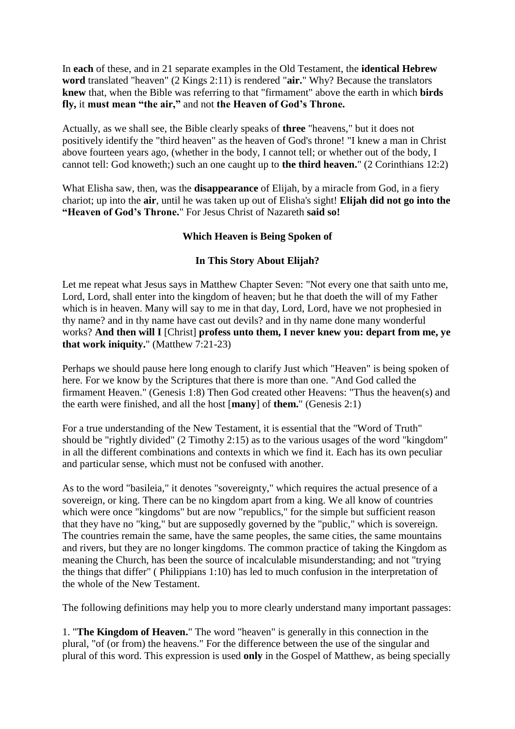In **each** of these, and in 21 separate examples in the Old Testament, the **identical Hebrew word** translated "heaven" (2 Kings 2:11) is rendered "**air.**" Why? Because the translators **knew** that, when the Bible was referring to that "firmament" above the earth in which **birds fly,** it **must mean "the air,"** and not **the Heaven of God's Throne.**

Actually, as we shall see, the Bible clearly speaks of **three** "heavens," but it does not positively identify the "third heaven" as the heaven of God's throne! "I knew a man in Christ above fourteen years ago, (whether in the body, I cannot tell; or whether out of the body, I cannot tell: God knoweth;) such an one caught up to **the third heaven.**" (2 Corinthians 12:2)

What Elisha saw, then, was the **disappearance** of Elijah, by a miracle from God, in a fiery chariot; up into the **air**, until he was taken up out of Elisha's sight! **Elijah did not go into the "Heaven of God's Throne.**" For Jesus Christ of Nazareth **said so!**

### Which Heaven is Being Spoken of

### In This Story About Elijah?

Let me repeat what Jesus says in Matthew Chapter Seven: "Not every one that saith unto me, Lord, Lord, shall enter into the kingdom of heaven; but he that doeth the will of my Father which is in heaven. Many will say to me in that day, Lord, Lord, have we not prophesied in thy name? and in thy name have cast out devils? and in thy name done many wonderful works? **And then will I** [Christ] **profess unto them, I never knew you: depart from me, ye that work iniquity.**" (Matthew 7:21-23)

Perhaps we should pause here long enough to clarify Just which "Heaven" is being spoken of here. For we know by the Scriptures that there is more than one. "And God called the firmament Heaven." (Genesis 1:8) Then God created other Heavens: "Thus the heaven(s) and the earth were finished, and all the host [**many**] of **them.**" (Genesis 2:1)

For a true understanding of the New Testament, it is essential that the "Word of Truth" should be "rightly divided" (2 Timothy 2:15) as to the various usages of the word "kingdom" in all the different combinations and contexts in which we find it. Each has its own peculiar and particular sense, which must not be confused with another.

As to the word "basileia," it denotes "sovereignty," which requires the actual presence of a sovereign, or king. There can be no kingdom apart from a king. We all know of countries which were once "kingdoms" but are now "republics," for the simple but sufficient reason that they have no "king," but are supposedly governed by the "public," which is sovereign. The countries remain the same, have the same peoples, the same cities, the same mountains and rivers, but they are no longer kingdoms. The common practice of taking the Kingdom as meaning the Church, has been the source of incalculable misunderstanding; and not "trying the things that differ" ( Philippians 1:10) has led to much confusion in the interpretation of the whole of the New Testament.

The following definitions may help you to more clearly understand many important passages:

1. "**The Kingdom of Heaven.**" The word "heaven" is generally in this connection in the plural, "of (or from) the heavens." For the difference between the use of the singular and plural of this word. This expression is used **only** in the Gospel of Matthew, as being specially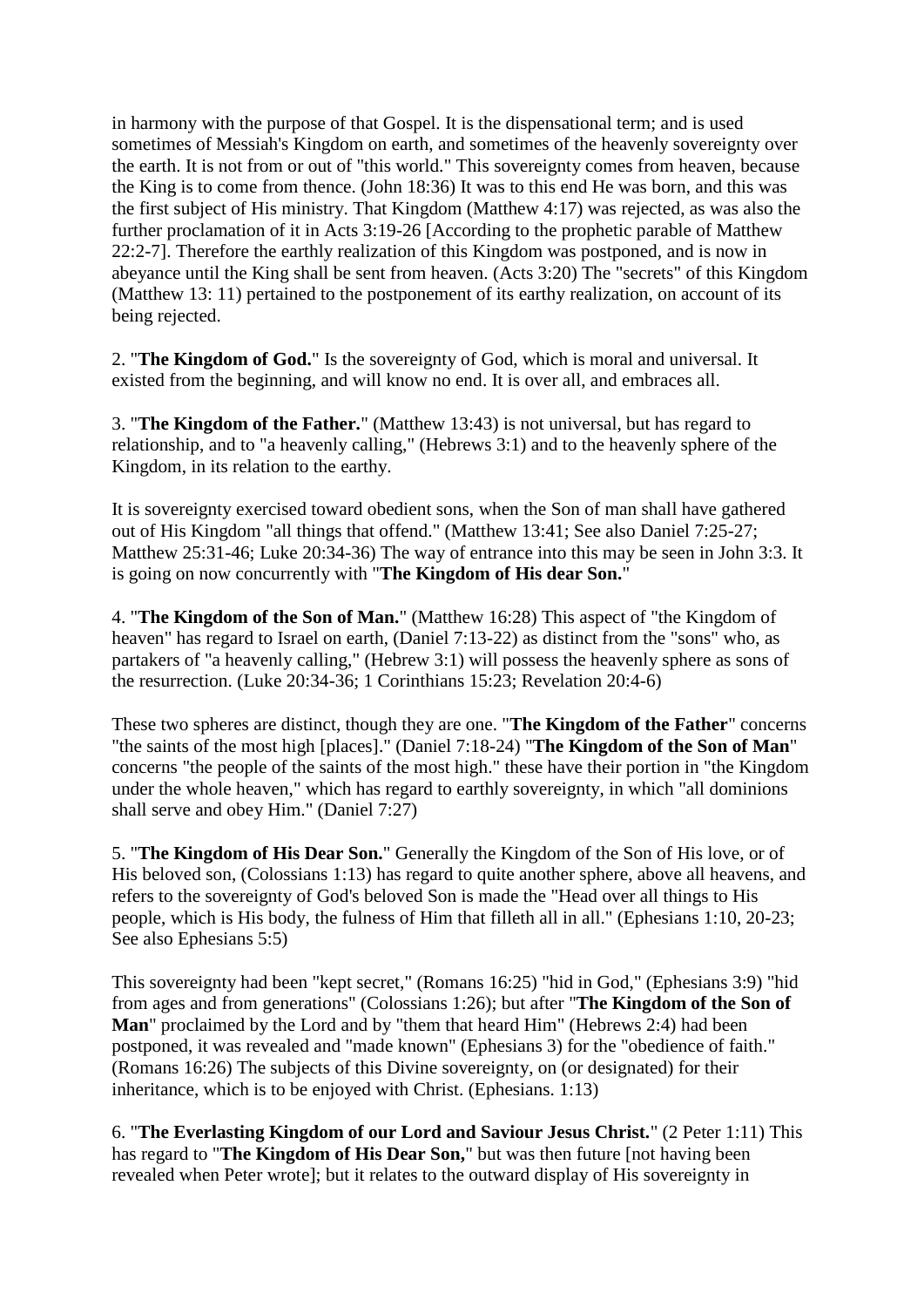in harmony with the purpose of that Gospel. It is the dispensational term; and is used sometimes of Messiah's Kingdom on earth, and sometimes of the heavenly sovereignty over the earth. It is not from or out of "this world." This sovereignty comes from heaven, because the King is to come from thence. (John 18:36) It was to this end He was born, and this was the first subject of His ministry. That Kingdom (Matthew 4:17) was rejected, as was also the further proclamation of it in Acts 3:19-26 [According to the prophetic parable of Matthew 22:2-7]. Therefore the earthly realization of this Kingdom was postponed, and is now in abeyance until the King shall be sent from heaven. (Acts 3:20) The "secrets" of this Kingdom (Matthew 13: 11) pertained to the postponement of its earthy realization, on account of its being rejected.

2. "**The Kingdom of God.**" Is the sovereignty of God, which is moral and universal. It existed from the beginning, and will know no end. It is over all, and embraces all.

3. "**The Kingdom of the Father.**" (Matthew 13:43) is not universal, but has regard to relationship, and to "a heavenly calling," (Hebrews 3:1) and to the heavenly sphere of the Kingdom, in its relation to the earthy.

It is sovereignty exercised toward obedient sons, when the Son of man shall have gathered out of His Kingdom "all things that offend." (Matthew 13:41; See also Daniel 7:25-27; Matthew 25:31-46; Luke 20:34-36) The way of entrance into this may be seen in John 3:3. It is going on now concurrently with "**The Kingdom of His dear Son.**"

4. "**The Kingdom of the Son of Man.**" (Matthew 16:28) This aspect of "the Kingdom of heaven" has regard to Israel on earth, (Daniel 7:13-22) as distinct from the "sons" who, as partakers of "a heavenly calling," (Hebrew 3:1) will possess the heavenly sphere as sons of the resurrection. (Luke 20:34-36; 1 Corinthians 15:23; Revelation 20:4-6)

These two spheres are distinct, though they are one. "**The Kingdom of the Father**" concerns "the saints of the most high [places]." (Daniel 7:18-24) "**The Kingdom of the Son of Man**" concerns "the people of the saints of the most high." these have their portion in "the Kingdom under the whole heaven," which has regard to earthly sovereignty, in which "all dominions shall serve and obey Him." (Daniel 7:27)

5. "**The Kingdom of His Dear Son.**" Generally the Kingdom of the Son of His love, or of His beloved son, (Colossians 1:13) has regard to quite another sphere, above all heavens, and refers to the sovereignty of God's beloved Son is made the "Head over all things to His people, which is His body, the fulness of Him that filleth all in all." (Ephesians 1:10, 20-23; See also Ephesians 5:5)

This sovereignty had been "kept secret," (Romans 16:25) "hid in God," (Ephesians 3:9) "hid from ages and from generations" (Colossians 1:26); but after "**The Kingdom of the Son of Man**" proclaimed by the Lord and by "them that heard Him" (Hebrews 2:4) had been postponed, it was revealed and "made known" (Ephesians 3) for the "obedience of faith." (Romans 16:26) The subjects of this Divine sovereignty, on (or designated) for their inheritance, which is to be enjoyed with Christ. (Ephesians. 1:13)

6. "**The Everlasting Kingdom of our Lord and Saviour Jesus Christ.**" (2 Peter 1:11) This has regard to "**The Kingdom of His Dear Son,**" but was then future [not having been revealed when Peter wrote]; but it relates to the outward display of His sovereignty in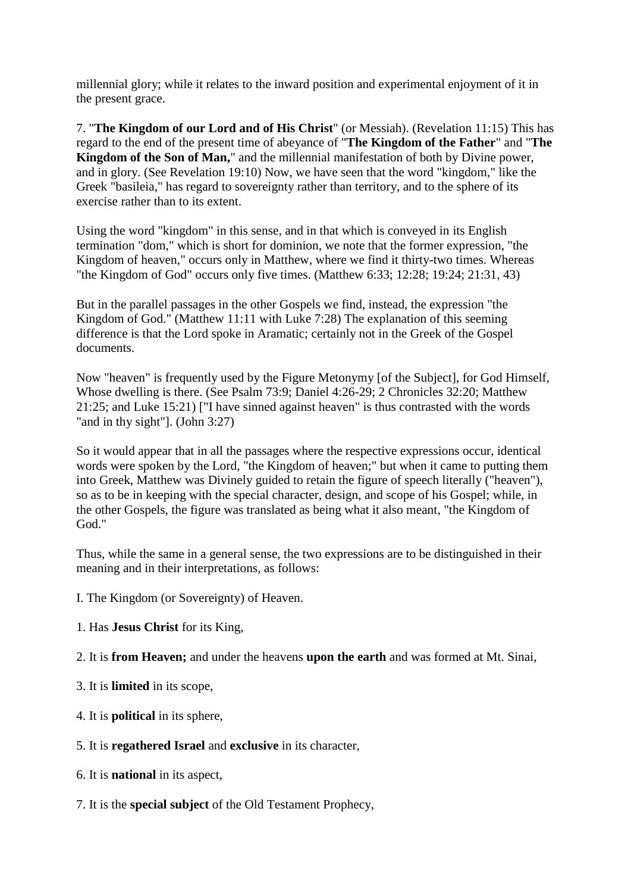millennial glory; while it relates to the inward position and experimental enjoyment of it in the present grace.

7. "**The Kingdom of our Lord and of His Christ**" (or Messiah). (Revelation 11:15) This has regard to the end of the present time of abeyance of "**The Kingdom of the Father**" and "**The Kingdom of the Son of Man,**" and the millennial manifestation of both by Divine power, and in glory. (See Revelation 19:10) Now, we have seen that the word "kingdom," like the Greek "basileia," has regard to sovereignty rather than territory, and to the sphere of its exercise rather than to its extent.

Using the word "kingdom" in this sense, and in that which is conveyed in its English termination "dom," which is short for dominion, we note that the former expression, "the Kingdom of heaven," occurs only in Matthew, where we find it thirty-two times. Whereas "the Kingdom of God" occurs only five times. (Matthew 6:33; 12:28; 19:24; 21:31, 43)

But in the parallel passages in the other Gospels we find, instead, the expression "the Kingdom of God." (Matthew 11:11 with Luke 7:28) The explanation of this seeming difference is that the Lord spoke in Aramatic; certainly not in the Greek of the Gospel documents.

Now "heaven" is frequently used by the Figure Metonymy [of the Subject], for God Himself, Whose dwelling is there. (See Psalm 73:9; Daniel 4:26-29; 2 Chronicles 32:20; Matthew 21:25; and Luke 15:21) ["I have sinned against heaven" is thus contrasted with the words "and in thy sight"]. (John 3:27)

So it would appear that in all the passages where the respective expressions occur, identical words were spoken by the Lord, "the Kingdom of heaven;" but when it came to putting them into Greek, Matthew was Divinely guided to retain the figure of speech literally ("heaven"), so as to be in keeping with the special character, design, and scope of his Gospel; while, in the other Gospels, the figure was translated as being what it also meant, "the Kingdom of God."

Thus, while the same in a general sense, the two expressions are to be distinguished in their meaning and in their interpretations, as follows:

I. The Kingdom (or Sovereignty) of Heaven.

1. Has **Jesus Christ** for its King,

2. It is **from Heaven;** and under the heavens **upon the earth** and was formed at Mt. Sinai,

3. It is **limited** in its scope,

4. It is **political** in its sphere,

5. It is **regathered Israel** and **exclusive** in its character,

6. It is **national** in its aspect,

7. It is the **special subject** of the Old Testament Prophecy,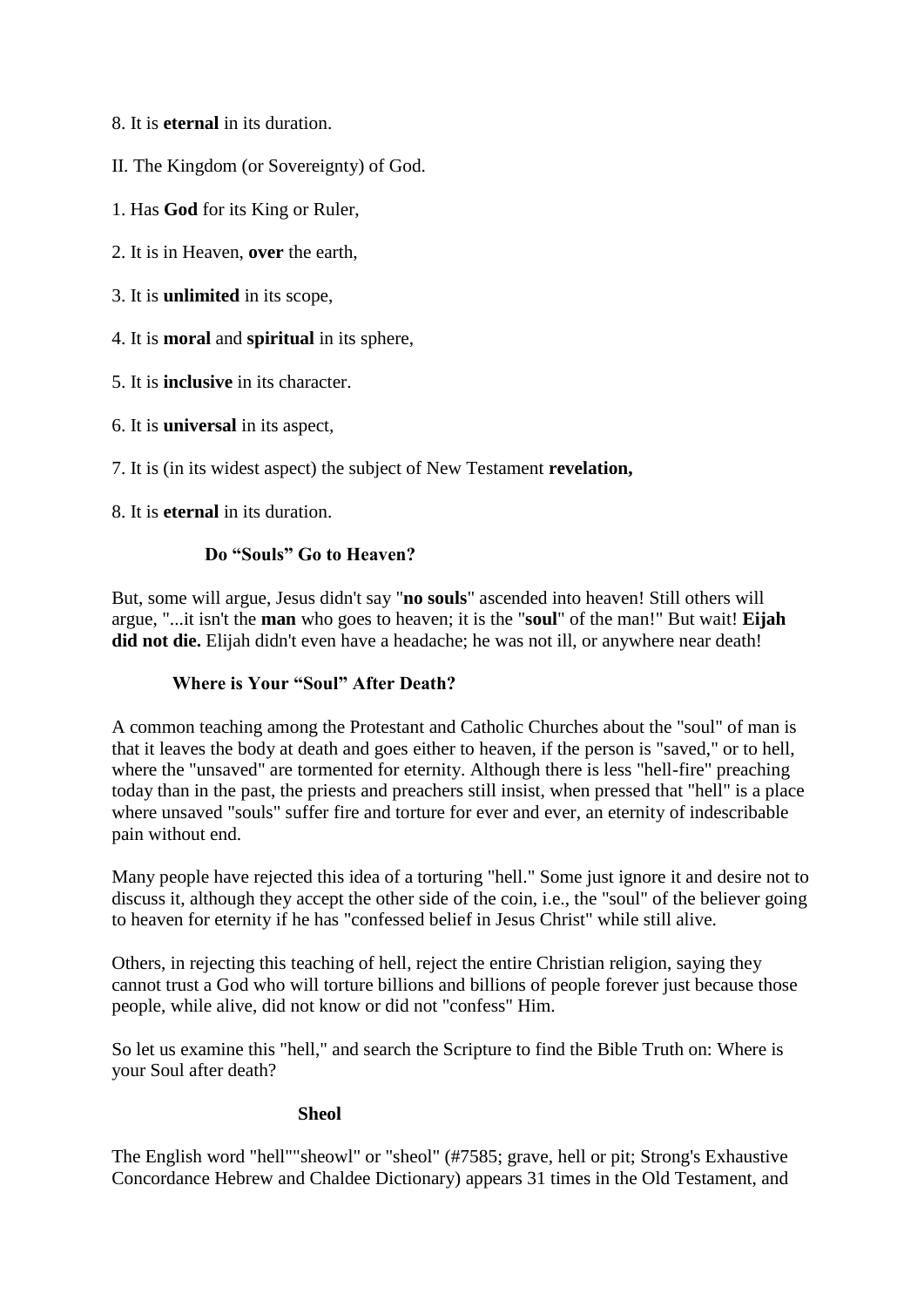8. It is **eternal** in its duration.

II. The Kingdom (or Sovereignty) of God.

1. Has **God** for its King or Ruler,

2. It is in Heaven, **over** the earth,

3. It is **unlimited** in its scope,

4. It is **moral** and **spiritual** in its sphere,

5. It is **inclusive** in its character.

6. It is **universal** in its aspect,

7. It is (in its widest aspect) the subject of New Testament **revelation,**

8. It is **eternal** in its duration.

### Do “Souls” Go to Heaven?

But, some will argue, Jesus didn't say "**no souls**" ascended into heaven! Still others will argue, "...it isn't the **man** who goes to heaven; it is the "**soul**" of the man!" But wait! **Eijah did not die.** Elijah didn't even have a headache; he was not ill, or anywhere near death!

### Where is Your “Soul” After Death?

A common teaching among the Protestant and Catholic Churches about the "soul" of man is that it leaves the body at death and goes either to heaven, if the person is "saved," or to hell, where the "unsaved" are tormented for eternity. Although there is less "hell-fire" preaching today than in the past, the priests and preachers still insist, when pressed that "hell" is a place where unsaved "souls" suffer fire and torture for ever and ever, an eternity of indescribable pain without end.

Many people have rejected this idea of a torturing "hell." Some just ignore it and desire not to discuss it, although they accept the other side of the coin, i.e., the "soul" of the believer going to heaven for eternity if he has "confessed belief in Jesus Christ" while still alive.

Others, in rejecting this teaching of hell, reject the entire Christian religion, saying they cannot trust a God who will torture billions and billions of people forever just because those people, while alive, did not know or did not "confess" Him.

So let us examine this "hell," and search the Scripture to find the Bible Truth on: Where is your Soul after death?

### Sheol

The English word "hell""sheowl" or "sheol" (#7585; grave, hell or pit; Strong's Exhaustive Concordance Hebrew and Chaldee Dictionary) appears 31 times in the Old Testament, and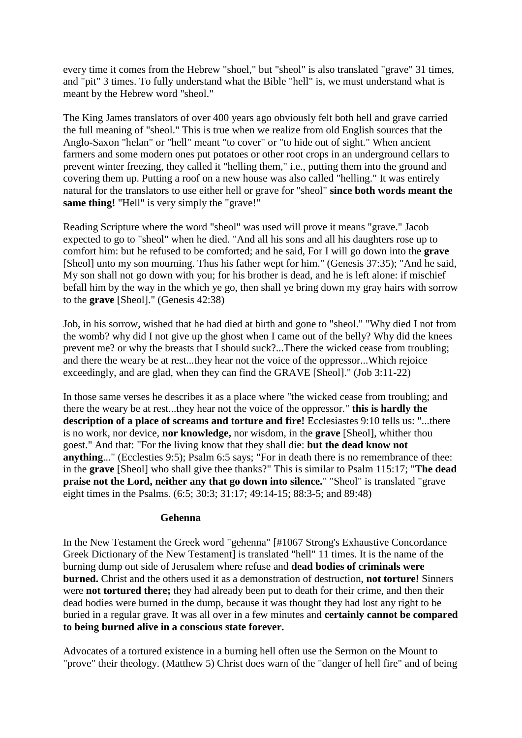every time it comes from the Hebrew "shoel," but "sheol" is also translated "grave" 31 times, and "pit" 3 times. To fully understand what the Bible "hell" is, we must understand what is meant by the Hebrew word "sheol."

The King James translators of over 400 years ago obviously felt both hell and grave carried the full meaning of "sheol." This is true when we realize from old English sources that the Anglo-Saxon "helan" or "hell" meant "to cover" or "to hide out of sight." When ancient farmers and some modern ones put potatoes or other root crops in an underground cellars to prevent winter freezing, they called it "helling them," i.e., putting them into the ground and covering them up. Putting a roof on a new house was also called "helling." It was entirely natural for the translators to use either hell or grave for "sheol" **since both words meant the same thing!** "Hell" is very simply the "grave!"

Reading Scripture where the word "sheol" was used will prove it means "grave." Jacob expected to go to "sheol" when he died. "And all his sons and all his daughters rose up to comfort him: but he refused to be comforted; and he said, For I will go down into the **grave** [Sheol] unto my son mourning. Thus his father wept for him." (Genesis 37:35); "And he said, My son shall not go down with you; for his brother is dead, and he is left alone: if mischief befall him by the way in the which ye go, then shall ye bring down my gray hairs with sorrow to the **grave** [Sheol]." (Genesis 42:38)

Job, in his sorrow, wished that he had died at birth and gone to "sheol." "Why died I not from the womb? why did I not give up the ghost when I came out of the belly? Why did the knees prevent me? or why the breasts that I should suck?...There the wicked cease from troubling; and there the weary be at rest...they hear not the voice of the oppressor...Which rejoice exceedingly, and are glad, when they can find the GRAVE [Sheol]." (Job 3:11-22)

In those same verses he describes it as a place where "the wicked cease from troubling; and there the weary be at rest...they hear not the voice of the oppressor." **this is hardly the description of a place of screams and torture and fire!** Ecclesiastes 9:10 tells us: "...there is no work, nor device, **nor knowledge,** nor wisdom, in the **grave** [Sheol], whither thou goest." And that: "For the living know that they shall die: **but the dead know not anything**..." (Ecclesties 9:5); Psalm 6:5 says; "For in death there is no remembrance of thee: in the **grave** [Sheol] who shall give thee thanks?" This is similar to Psalm 115:17; "**The dead praise not the Lord, neither any that go down into silence.**" "Sheol" is translated "grave eight times in the Psalms. (6:5; 30:3; 31:17; 49:14-15; 88:3-5; and 89:48)

### Gehenna

In the New Testament the Greek word "gehenna" [#1067 Strong's Exhaustive Concordance Greek Dictionary of the New Testament] is translated "hell" 11 times. It is the name of the burning dump out side of Jerusalem where refuse and **dead bodies of criminals were burned.** Christ and the others used it as a demonstration of destruction, **not torture!** Sinners were **not tortured there;** they had already been put to death for their crime, and then their dead bodies were burned in the dump, because it was thought they had lost any right to be buried in a regular grave. It was all over in a few minutes and **certainly cannot be compared to being burned alive in a conscious state forever.**

Advocates of a tortured existence in a burning hell often use the Sermon on the Mount to "prove" their theology. (Matthew 5) Christ does warn of the "danger of hell fire" and of being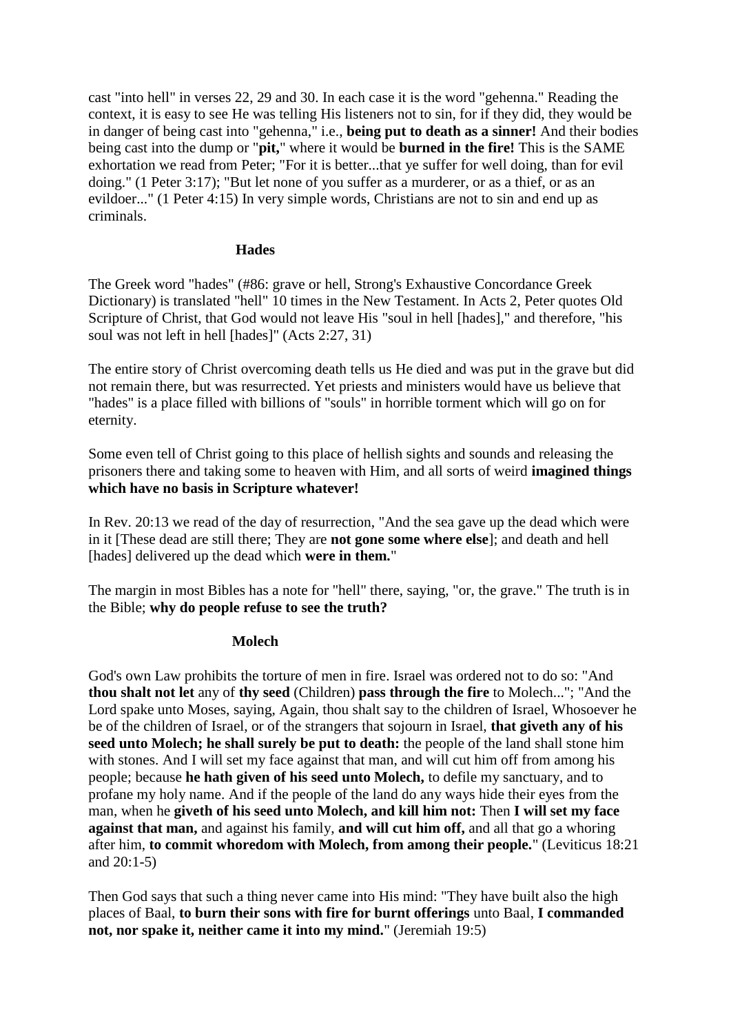cast "into hell" in verses 22, 29 and 30. In each case it is the word "gehenna." Reading the context, it is easy to see He was telling His listeners not to sin, for if they did, they would be in danger of being cast into "gehenna," i.e., **being put to death as a sinner!** And their bodies being cast into the dump or "**pit,**" where it would be **burned in the fire!** This is the SAME exhortation we read from Peter; "For it is better...that ye suffer for well doing, than for evil doing." (1 Peter 3:17); "But let none of you suffer as a murderer, or as a thief, or as an evildoer..." (1 Peter 4:15) In very simple words, Christians are not to sin and end up as criminals.

### Hades

The Greek word "hades" (#86: grave or hell, Strong's Exhaustive Concordance Greek Dictionary) is translated "hell" 10 times in the New Testament. In Acts 2, Peter quotes Old Scripture of Christ, that God would not leave His "soul in hell [hades]," and therefore, "his soul was not left in hell [hades]" (Acts 2:27, 31)

The entire story of Christ overcoming death tells us He died and was put in the grave but did not remain there, but was resurrected. Yet priests and ministers would have us believe that "hades" is a place filled with billions of "souls" in horrible torment which will go on for eternity.

Some even tell of Christ going to this place of hellish sights and sounds and releasing the prisoners there and taking some to heaven with Him, and all sorts of weird **imagined things which have no basis in Scripture whatever!**

In Rev. 20:13 we read of the day of resurrection, "And the sea gave up the dead which were in it [These dead are still there; They are **not gone some where else**]; and death and hell [hades] delivered up the dead which **were in them.**"

The margin in most Bibles has a note for "hell" there, saying, "or, the grave." The truth is in the Bible; **why do people refuse to see the truth?**

### Molech

God's own Law prohibits the torture of men in fire. Israel was ordered not to do so: "And **thou shalt not let** any of **thy seed** (Children) **pass through the fire** to Molech..."; "And the Lord spake unto Moses, saying, Again, thou shalt say to the children of Israel, Whosoever he be of the children of Israel, or of the strangers that sojourn in Israel, **that giveth any of his seed unto Molech; he shall surely be put to death:** the people of the land shall stone him with stones. And I will set my face against that man, and will cut him off from among his people; because **he hath given of his seed unto Molech,** to defile my sanctuary, and to profane my holy name. And if the people of the land do any ways hide their eyes from the man, when he **giveth of his seed unto Molech, and kill him not:** Then **I will set my face against that man,** and against his family, **and will cut him off,** and all that go a whoring after him, **to commit whoredom with Molech, from among their people.**" (Leviticus 18:21 and 20:1-5)

Then God says that such a thing never came into His mind: "They have built also the high places of Baal, **to burn their sons with fire for burnt offerings** unto Baal, **I commanded not, nor spake it, neither came it into my mind.**" (Jeremiah 19:5)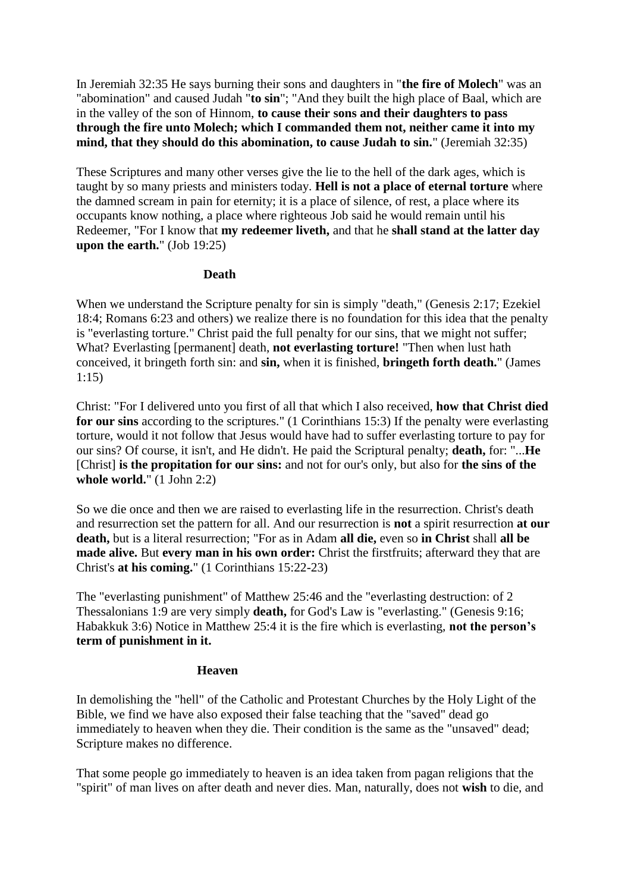In Jeremiah 32:35 He says burning their sons and daughters in "**the fire of Molech**" was an "abomination" and caused Judah "**to sin**"; "And they built the high place of Baal, which are in the valley of the son of Hinnom, **to cause their sons and their daughters to pass through the fire unto Molech; which I commanded them not, neither came it into my mind, that they should do this abomination, to cause Judah to sin.**" (Jeremiah 32:35)

These Scriptures and many other verses give the lie to the hell of the dark ages, which is taught by so many priests and ministers today. **Hell is not a place of eternal torture** where the damned scream in pain for eternity; it is a place of silence, of rest, a place where its occupants know nothing, a place where righteous Job said he would remain until his Redeemer, "For I know that **my redeemer liveth,** and that he **shall stand at the latter day upon the earth.**" (Job 19:25)

## Death

When we understand the Scripture penalty for sin is simply "death," (Genesis 2:17; Ezekiel 18:4; Romans 6:23 and others) we realize there is no foundation for this idea that the penalty is "everlasting torture." Christ paid the full penalty for our sins, that we might not suffer; What? Everlasting [permanent] death, **not everlasting torture!** "Then when lust hath conceived, it bringeth forth sin: and **sin,** when it is finished, **bringeth forth death.**" (James 1:15)

Christ: "For I delivered unto you first of all that which I also received, **how that Christ died for our sins** according to the scriptures." (1 Corinthians 15:3) If the penalty were everlasting torture, would it not follow that Jesus would have had to suffer everlasting torture to pay for our sins? Of course, it isn't, and He didn't. He paid the Scriptural penalty; **death,** for: "...**He** [Christ] **is the propitation for our sins:** and not for our's only, but also for **the sins of the whole world.**" (1 John 2:2)

So we die once and then we are raised to everlasting life in the resurrection. Christ's death and resurrection set the pattern for all. And our resurrection is **not** a spirit resurrection **at our death,** but is a literal resurrection; "For as in Adam **all die,** even so **in Christ** shall **all be made alive.** But **every man in his own order:** Christ the firstfruits; afterward they that are Christ's **at his coming.**" (1 Corinthians 15:22-23)

The "everlasting punishment" of Matthew 25:46 and the "everlasting destruction: of 2 Thessalonians 1:9 are very simply **death,** for God's Law is "everlasting." (Genesis 9:16; Habakkuk 3:6) Notice in Matthew 25:4 it is the fire which is everlasting, **not the person's term of punishment in it.**

## Heaven

In demolishing the "hell" of the Catholic and Protestant Churches by the Holy Light of the Bible, we find we have also exposed their false teaching that the "saved" dead go immediately to heaven when they die. Their condition is the same as the "unsaved" dead; Scripture makes no difference.

That some people go immediately to heaven is an idea taken from pagan religions that the "spirit" of man lives on after death and never dies. Man, naturally, does not **wish** to die, and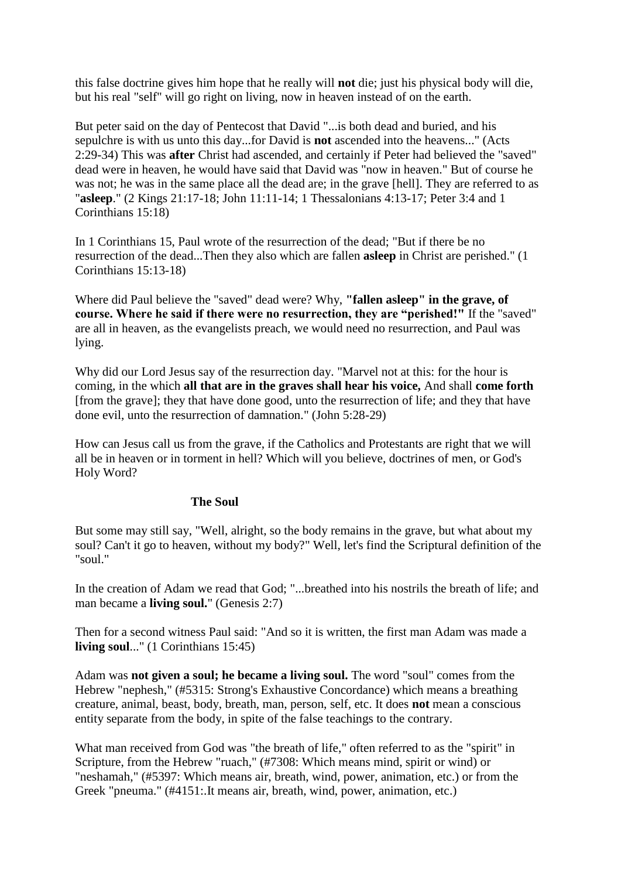this false doctrine gives him hope that he really will **not** die; just his physical body will die, but his real "self" will go right on living, now in heaven instead of on the earth.

But peter said on the day of Pentecost that David "...is both dead and buried, and his sepulchre is with us unto this day...for David is **not** ascended into the heavens..." (Acts 2:29-34) This was **after** Christ had ascended, and certainly if Peter had believed the "saved" dead were in heaven, he would have said that David was "now in heaven." But of course he was not; he was in the same place all the dead are; in the grave [hell]. They are referred to as "**asleep**." (2 Kings 21:17-18; John 11:11-14; 1 Thessalonians 4:13-17; Peter 3:4 and 1 Corinthians 15:18)

In 1 Corinthians 15, Paul wrote of the resurrection of the dead; "But if there be no resurrection of the dead...Then they also which are fallen **asleep** in Christ are perished." (1 Corinthians 15:13-18)

Where did Paul believe the "saved" dead were? Why, **"fallen asleep" in the grave, of course. Where he said if there were no resurrection, they are "perished!"** If the "saved" are all in heaven, as the evangelists preach, we would need no resurrection, and Paul was lying.

Why did our Lord Jesus say of the resurrection day. "Marvel not at this: for the hour is coming, in the which **all that are in the graves shall hear his voice,** And shall **come forth** [from the grave]; they that have done good, unto the resurrection of life; and they that have done evil, unto the resurrection of damnation." (John 5:28-29)

How can Jesus call us from the grave, if the Catholics and Protestants are right that we will all be in heaven or in torment in hell? Which will you believe, doctrines of men, or God's Holy Word?

### The Soul

But some may still say, "Well, alright, so the body remains in the grave, but what about my soul? Can't it go to heaven, without my body?" Well, let's find the Scriptural definition of the "soul."

In the creation of Adam we read that God; "...breathed into his nostrils the breath of life; and man became a **living soul.**" (Genesis 2:7)

Then for a second witness Paul said: "And so it is written, the first man Adam was made a **living soul**..." (1 Corinthians 15:45)

Adam was **not given a soul; he became a living soul.** The word "soul" comes from the Hebrew "nephesh," (#5315: Strong's Exhaustive Concordance) which means a breathing creature, animal, beast, body, breath, man, person, self, etc. It does **not** mean a conscious entity separate from the body, in spite of the false teachings to the contrary.

What man received from God was "the breath of life," often referred to as the "spirit" in Scripture, from the Hebrew "ruach," (#7308: Which means mind, spirit or wind) or "neshamah," (#5397: Which means air, breath, wind, power, animation, etc.) or from the Greek "pneuma." (#4151:.It means air, breath, wind, power, animation, etc.)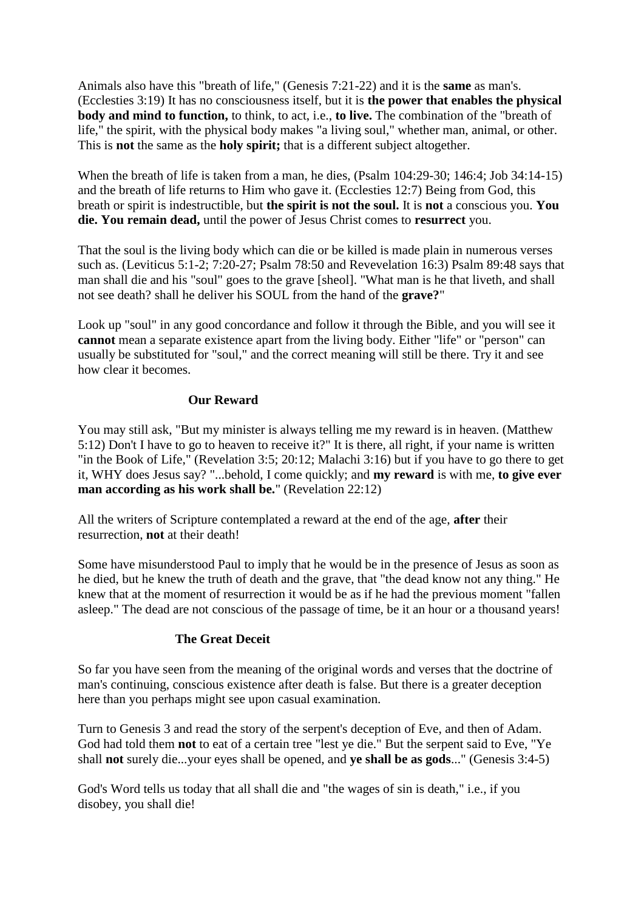Animals also have this "breath of life," (Genesis 7:21-22) and it is the **same** as man's. (Ecclesties 3:19) It has no consciousness itself, but it is **the power that enables the physical body and mind to function,** to think, to act, i.e., **to live.** The combination of the "breath of life," the spirit, with the physical body makes "a living soul," whether man, animal, or other. This is **not** the same as the **holy spirit;** that is a different subject altogether.

When the breath of life is taken from a man, he dies, (Psalm 104:29-30; 146:4; Job 34:14-15) and the breath of life returns to Him who gave it. (Ecclesties 12:7) Being from God, this breath or spirit is indestructible, but **the spirit is not the soul.** It is **not** a conscious you. **You die. You remain dead,** until the power of Jesus Christ comes to **resurrect** you.

That the soul is the living body which can die or be killed is made plain in numerous verses such as. (Leviticus 5:1-2; 7:20-27; Psalm 78:50 and Revevelation 16:3) Psalm 89:48 says that man shall die and his "soul" goes to the grave [sheol]. "What man is he that liveth, and shall not see death? shall he deliver his SOUL from the hand of the **grave?**"

Look up "soul" in any good concordance and follow it through the Bible, and you will see it **cannot** mean a separate existence apart from the living body. Either "life" or "person" can usually be substituted for "soul," and the correct meaning will still be there. Try it and see how clear it becomes.

### Our Reward

You may still ask, "But my minister is always telling me my reward is in heaven. (Matthew 5:12) Don't I have to go to heaven to receive it?" It is there, all right, if your name is written "in the Book of Life," (Revelation 3:5; 20:12; Malachi 3:16) but if you have to go there to get it, WHY does Jesus say? "...behold, I come quickly; and **my reward** is with me, **to give ever man according as his work shall be.**" (Revelation 22:12)

All the writers of Scripture contemplated a reward at the end of the age, **after** their resurrection, **not** at their death!

Some have misunderstood Paul to imply that he would be in the presence of Jesus as soon as he died, but he knew the truth of death and the grave, that "the dead know not any thing." He knew that at the moment of resurrection it would be as if he had the previous moment "fallen asleep." The dead are not conscious of the passage of time, be it an hour or a thousand years!

### The Great Deceit

So far you have seen from the meaning of the original words and verses that the doctrine of man's continuing, conscious existence after death is false. But there is a greater deception here than you perhaps might see upon casual examination.

Turn to Genesis 3 and read the story of the serpent's deception of Eve, and then of Adam. God had told them **not** to eat of a certain tree "lest ye die." But the serpent said to Eve, "Ye shall **not** surely die...your eyes shall be opened, and **ye shall be as gods**..." (Genesis 3:4-5)

God's Word tells us today that all shall die and "the wages of sin is death," i.e., if you disobey, you shall die!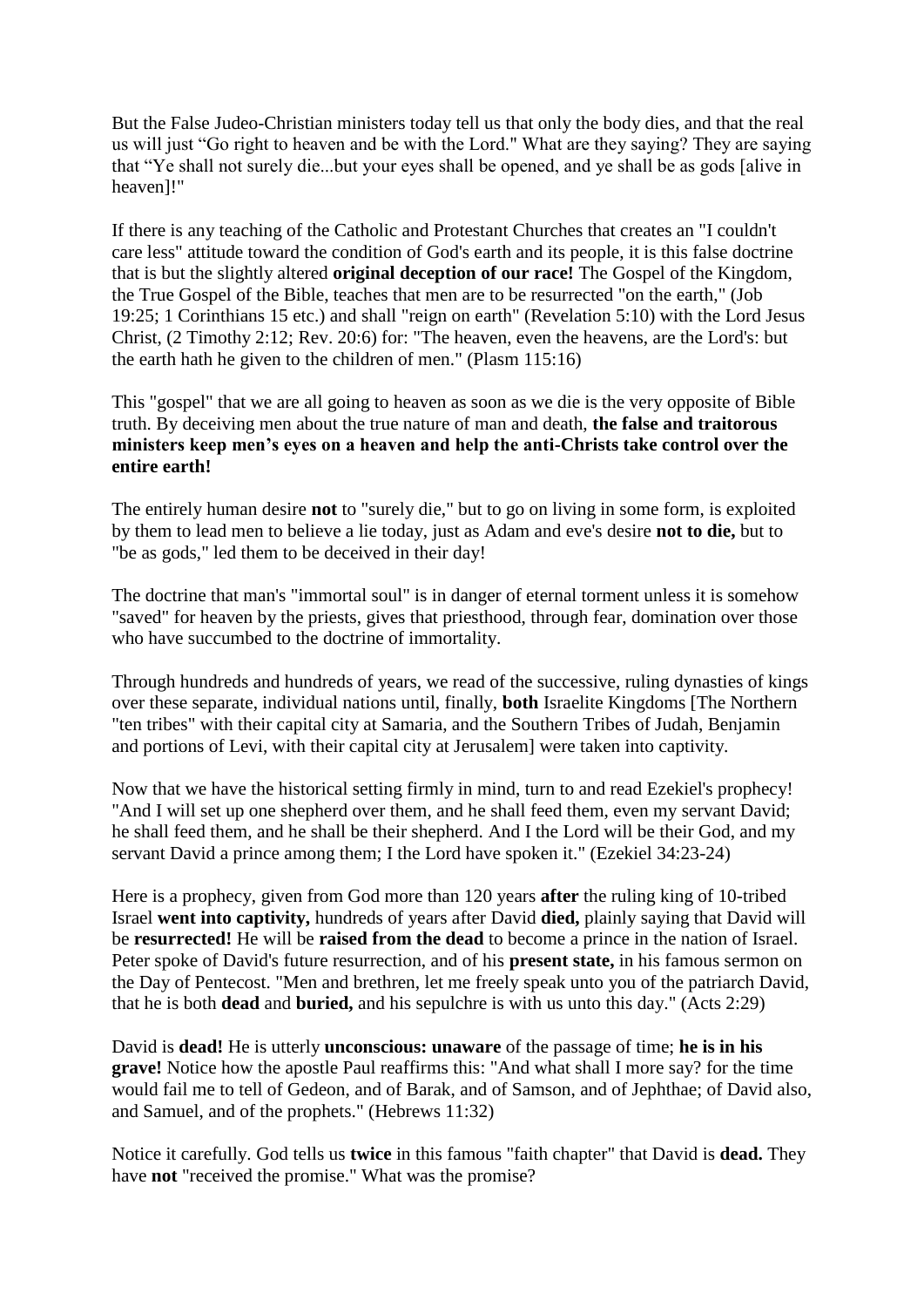But the False Judeo-Christian ministers today tell us that only the body dies, and that the real us will just “Go right to heaven and be with the Lord." What are they saying? They are saying that “Ye shall not surely die...but your eyes shall be opened, and ye shall be as gods [alive in heaven]!"

If there is any teaching of the Catholic and Protestant Churches that creates an "I couldn't care less" attitude toward the condition of God's earth and its people, it is this false doctrine that is but the slightly altered **original deception of our race!** The Gospel of the Kingdom, the True Gospel of the Bible, teaches that men are to be resurrected "on the earth," (Job 19:25; 1 Corinthians 15 etc.) and shall "reign on earth" (Revelation 5:10) with the Lord Jesus Christ, (2 Timothy 2:12; Rev. 20:6) for: "The heaven, even the heavens, are the Lord's: but the earth hath he given to the children of men." (Plasm 115:16)

This "gospel" that we are all going to heaven as soon as we die is the very opposite of Bible truth. By deceiving men about the true nature of man and death, **the false and traitorous ministers keep men’s eyes on a heaven and help the anti-Christs take control over the entire earth!**

The entirely human desire **not** to "surely die," but to go on living in some form, is exploited by them to lead men to believe a lie today, just as Adam and eve's desire **not to die,** but to "be as gods," led them to be deceived in their day!

The doctrine that man's "immortal soul" is in danger of eternal torment unless it is somehow "saved" for heaven by the priests, gives that priesthood, through fear, domination over those who have succumbed to the doctrine of immortality.

Through hundreds and hundreds of years, we read of the successive, ruling dynasties of kings over these separate, individual nations until, finally, **both** Israelite Kingdoms [The Northern "ten tribes" with their capital city at Samaria, and the Southern Tribes of Judah, Benjamin and portions of Levi, with their capital city at Jerusalem] were taken into captivity.

Now that we have the historical setting firmly in mind, turn to and read Ezekiel's prophecy! "And I will set up one shepherd over them, and he shall feed them, even my servant David; he shall feed them, and he shall be their shepherd. And I the Lord will be their God, and my servant David a prince among them; I the Lord have spoken it." (Ezekiel 34:23-24)

Here is a prophecy, given from God more than 120 years **after** the ruling king of 10-tribed Israel **went into captivity,** hundreds of years after David **died,** plainly saying that David will be **resurrected!** He will be **raised from the dead** to become a prince in the nation of Israel. Peter spoke of David's future resurrection, and of his **present state,** in his famous sermon on the Day of Pentecost. "Men and brethren, let me freely speak unto you of the patriarch David, that he is both **dead** and **buried,** and his sepulchre is with us unto this day." (Acts 2:29)

David is **dead!** He is utterly **unconscious: unaware** of the passage of time; **he is in his grave!** Notice how the apostle Paul reaffirms this: "And what shall I more say? for the time would fail me to tell of Gedeon, and of Barak, and of Samson, and of Jephthae; of David also, and Samuel, and of the prophets." (Hebrews 11:32)

Notice it carefully. God tells us **twice** in this famous "faith chapter" that David is **dead.** They have **not** "received the promise." What was the promise?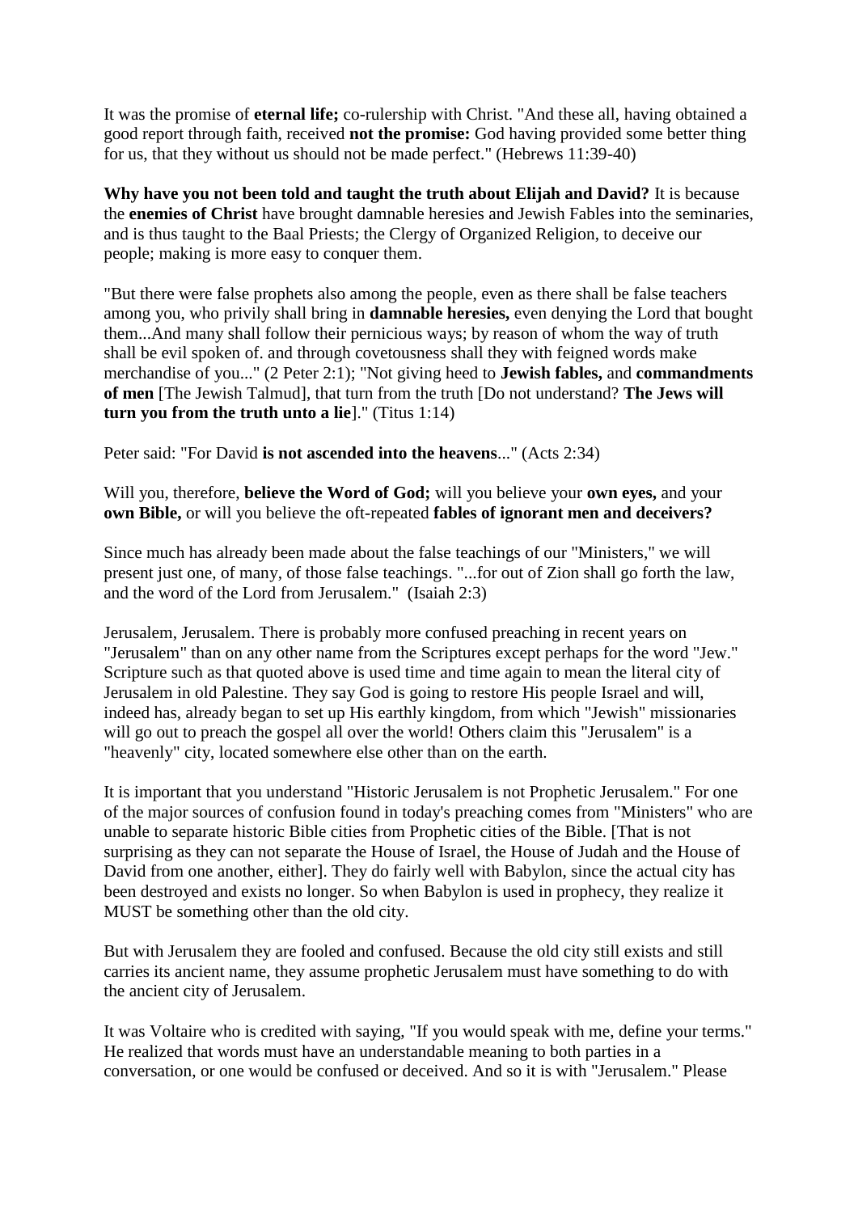It was the promise of **eternal life;** co-rulership with Christ. "And these all, having obtained a good report through faith, received **not the promise:** God having provided some better thing for us, that they without us should not be made perfect." (Hebrews 11:39-40)

**Why have you not been told and taught the truth about Elijah and David?** It is because the **enemies of Christ** have brought damnable heresies and Jewish Fables into the seminaries, and is thus taught to the Baal Priests; the Clergy of Organized Religion, to deceive our people; making is more easy to conquer them.

"But there were false prophets also among the people, even as there shall be false teachers among you, who privily shall bring in **damnable heresies,** even denying the Lord that bought them...And many shall follow their pernicious ways; by reason of whom the way of truth shall be evil spoken of. and through covetousness shall they with feigned words make merchandise of you..." (2 Peter 2:1); "Not giving heed to **Jewish fables,** and **commandments of men** [The Jewish Talmud], that turn from the truth [Do not understand? **The Jews will turn you from the truth unto a lie**]." (Titus 1:14)

Peter said: "For David **is not ascended into the heavens**..." (Acts 2:34)

Will you, therefore, **believe the Word of God;** will you believe your **own eyes,** and your **own Bible,** or will you believe the oft-repeated **fables of ignorant men and deceivers?**

Since much has already been made about the false teachings of our "Ministers," we will present just one, of many, of those false teachings. "...for out of Zion shall go forth the law, and the word of the Lord from Jerusalem." (Isaiah 2:3)

Jerusalem, Jerusalem. There is probably more confused preaching in recent years on "Jerusalem" than on any other name from the Scriptures except perhaps for the word "Jew." Scripture such as that quoted above is used time and time again to mean the literal city of Jerusalem in old Palestine. They say God is going to restore His people Israel and will, indeed has, already began to set up His earthly kingdom, from which "Jewish" missionaries will go out to preach the gospel all over the world! Others claim this "Jerusalem" is a "heavenly" city, located somewhere else other than on the earth.

It is important that you understand "Historic Jerusalem is not Prophetic Jerusalem." For one of the major sources of confusion found in today's preaching comes from "Ministers" who are unable to separate historic Bible cities from Prophetic cities of the Bible. [That is not surprising as they can not separate the House of Israel, the House of Judah and the House of David from one another, either]. They do fairly well with Babylon, since the actual city has been destroyed and exists no longer. So when Babylon is used in prophecy, they realize it MUST be something other than the old city.

But with Jerusalem they are fooled and confused. Because the old city still exists and still carries its ancient name, they assume prophetic Jerusalem must have something to do with the ancient city of Jerusalem.

It was Voltaire who is credited with saying, "If you would speak with me, define your terms." He realized that words must have an understandable meaning to both parties in a conversation, or one would be confused or deceived. And so it is with "Jerusalem." Please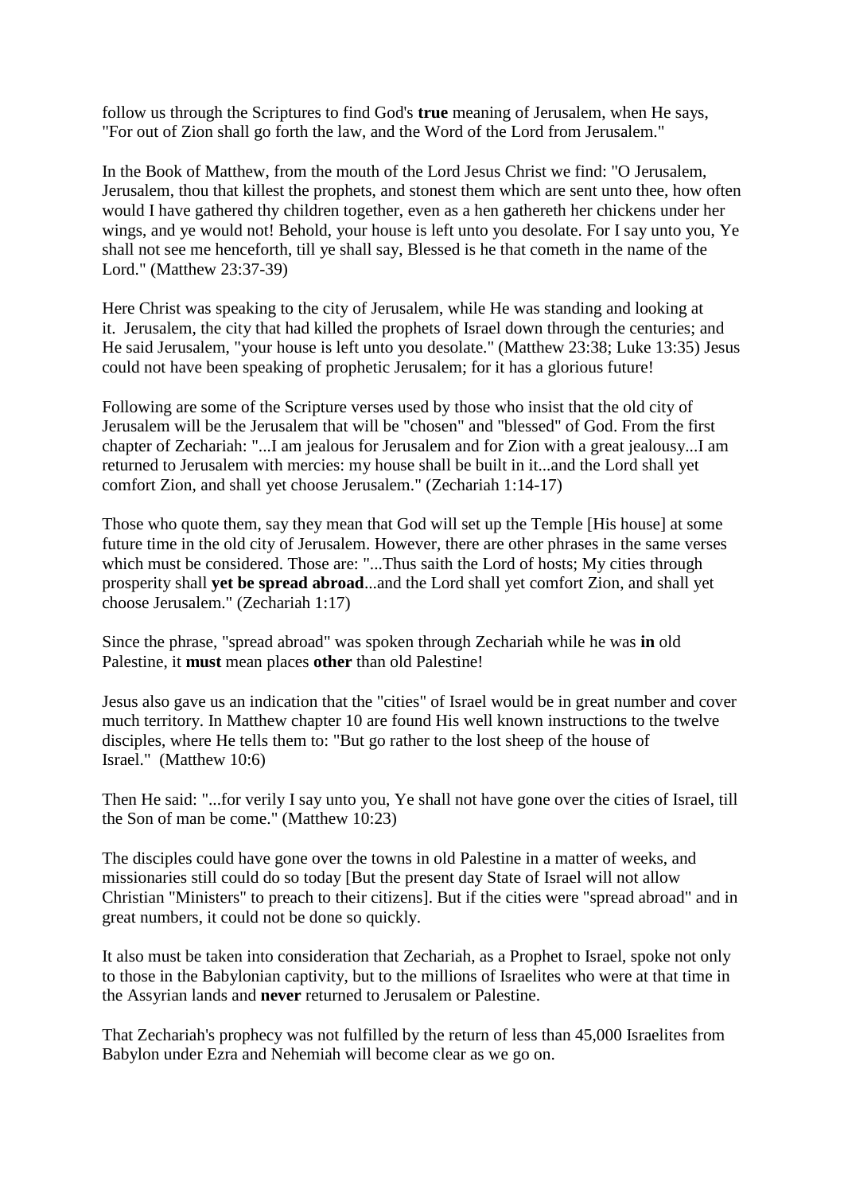follow us through the Scriptures to find God's **true** meaning of Jerusalem, when He says, "For out of Zion shall go forth the law, and the Word of the Lord from Jerusalem."

In the Book of Matthew, from the mouth of the Lord Jesus Christ we find: "O Jerusalem, Jerusalem, thou that killest the prophets, and stonest them which are sent unto thee, how often would I have gathered thy children together, even as a hen gathereth her chickens under her wings, and ye would not! Behold, your house is left unto you desolate. For I say unto you, Ye shall not see me henceforth, till ye shall say, Blessed is he that cometh in the name of the Lord." (Matthew 23:37-39)

Here Christ was speaking to the city of Jerusalem, while He was standing and looking at it. Jerusalem, the city that had killed the prophets of Israel down through the centuries; and He said Jerusalem, "your house is left unto you desolate." (Matthew 23:38; Luke 13:35) Jesus could not have been speaking of prophetic Jerusalem; for it has a glorious future!

Following are some of the Scripture verses used by those who insist that the old city of Jerusalem will be the Jerusalem that will be "chosen" and "blessed" of God. From the first chapter of Zechariah: "...I am jealous for Jerusalem and for Zion with a great jealousy...I am returned to Jerusalem with mercies: my house shall be built in it...and the Lord shall yet comfort Zion, and shall yet choose Jerusalem." (Zechariah 1:14-17)

Those who quote them, say they mean that God will set up the Temple [His house] at some future time in the old city of Jerusalem. However, there are other phrases in the same verses which must be considered. Those are: "...Thus saith the Lord of hosts; My cities through prosperity shall **yet be spread abroad**...and the Lord shall yet comfort Zion, and shall yet choose Jerusalem." (Zechariah 1:17)

Since the phrase, "spread abroad" was spoken through Zechariah while he was **in** old Palestine, it **must** mean places **other** than old Palestine!

Jesus also gave us an indication that the "cities" of Israel would be in great number and cover much territory. In Matthew chapter 10 are found His well known instructions to the twelve disciples, where He tells them to: "But go rather to the lost sheep of the house of Israel." (Matthew 10:6)

Then He said: "...for verily I say unto you, Ye shall not have gone over the cities of Israel, till the Son of man be come." (Matthew 10:23)

The disciples could have gone over the towns in old Palestine in a matter of weeks, and missionaries still could do so today [But the present day State of Israel will not allow Christian "Ministers" to preach to their citizens]. But if the cities were "spread abroad" and in great numbers, it could not be done so quickly.

It also must be taken into consideration that Zechariah, as a Prophet to Israel, spoke not only to those in the Babylonian captivity, but to the millions of Israelites who were at that time in the Assyrian lands and **never** returned to Jerusalem or Palestine.

That Zechariah's prophecy was not fulfilled by the return of less than 45,000 Israelites from Babylon under Ezra and Nehemiah will become clear as we go on.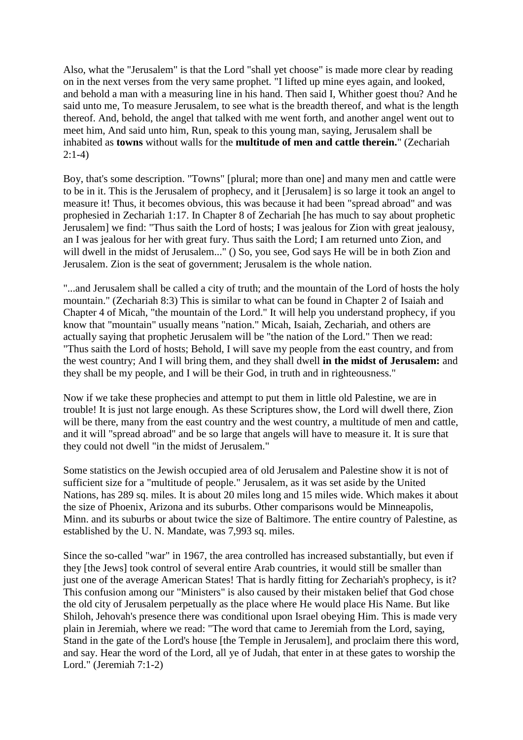Also, what the "Jerusalem" is that the Lord "shall yet choose" is made more clear by reading on in the next verses from the very same prophet. "I lifted up mine eyes again, and looked, and behold a man with a measuring line in his hand. Then said I, Whither goest thou? And he said unto me, To measure Jerusalem, to see what is the breadth thereof, and what is the length thereof. And, behold, the angel that talked with me went forth, and another angel went out to meet him, And said unto him, Run, speak to this young man, saying, Jerusalem shall be inhabited as **towns** without walls for the **multitude of men and cattle therein.**" (Zechariah 2:1-4)

Boy, that's some description. "Towns" [plural; more than one] and many men and cattle were to be in it. This is the Jerusalem of prophecy, and it [Jerusalem] is so large it took an angel to measure it! Thus, it becomes obvious, this was because it had been "spread abroad" and was prophesied in Zechariah 1:17. In Chapter 8 of Zechariah [he has much to say about prophetic Jerusalem] we find: "Thus saith the Lord of hosts; I was jealous for Zion with great jealousy, an I was jealous for her with great fury. Thus saith the Lord; I am returned unto Zion, and will dwell in the midst of Jerusalem..." () So, you see, God says He will be in both Zion and Jerusalem. Zion is the seat of government; Jerusalem is the whole nation.

"...and Jerusalem shall be called a city of truth; and the mountain of the Lord of hosts the holy mountain." (Zechariah 8:3) This is similar to what can be found in Chapter 2 of Isaiah and Chapter 4 of Micah, "the mountain of the Lord." It will help you understand prophecy, if you know that "mountain" usually means "nation." Micah, Isaiah, Zechariah, and others are actually saying that prophetic Jerusalem will be "the nation of the Lord." Then we read: "Thus saith the Lord of hosts; Behold, I will save my people from the east country, and from the west country; And I will bring them, and they shall dwell **in the midst of Jerusalem:** and they shall be my people, and I will be their God, in truth and in righteousness."

Now if we take these prophecies and attempt to put them in little old Palestine, we are in trouble! It is just not large enough. As these Scriptures show, the Lord will dwell there, Zion will be there, many from the east country and the west country, a multitude of men and cattle, and it will "spread abroad" and be so large that angels will have to measure it. It is sure that they could not dwell "in the midst of Jerusalem."

Some statistics on the Jewish occupied area of old Jerusalem and Palestine show it is not of sufficient size for a "multitude of people." Jerusalem, as it was set aside by the United Nations, has 289 sq. miles. It is about 20 miles long and 15 miles wide. Which makes it about the size of Phoenix, Arizona and its suburbs. Other comparisons would be Minneapolis, Minn. and its suburbs or about twice the size of Baltimore. The entire country of Palestine, as established by the U. N. Mandate, was 7,993 sq. miles.

Since the so-called "war" in 1967, the area controlled has increased substantially, but even if they [the Jews] took control of several entire Arab countries, it would still be smaller than just one of the average American States! That is hardly fitting for Zechariah's prophecy, is it? This confusion among our "Ministers" is also caused by their mistaken belief that God chose the old city of Jerusalem perpetually as the place where He would place His Name. But like Shiloh, Jehovah's presence there was conditional upon Israel obeying Him. This is made very plain in Jeremiah, where we read: "The word that came to Jeremiah from the Lord, saying, Stand in the gate of the Lord's house [the Temple in Jerusalem], and proclaim there this word, and say. Hear the word of the Lord, all ye of Judah, that enter in at these gates to worship the Lord." (Jeremiah 7:1-2)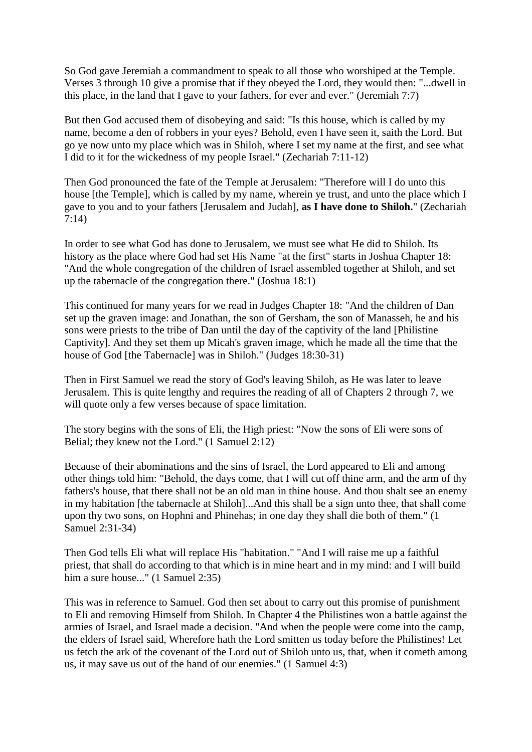So God gave Jeremiah a commandment to speak to all those who worshiped at the Temple. Verses 3 through 10 give a promise that if they obeyed the Lord, they would then: "...dwell in this place, in the land that I gave to your fathers, for ever and ever." (Jeremiah 7:7)

But then God accused them of disobeying and said: "Is this house, which is called by my name, become a den of robbers in your eyes? Behold, even I have seen it, saith the Lord. But go ye now unto my place which was in Shiloh, where I set my name at the first, and see what I did to it for the wickedness of my people Israel." (Zechariah 7:11-12)

Then God pronounced the fate of the Temple at Jerusalem: "Therefore will I do unto this house [the Temple], which is called by my name, wherein ye trust, and unto the place which I gave to you and to your fathers [Jerusalem and Judah], **as I have done to Shiloh.**" (Zechariah 7:14)

In order to see what God has done to Jerusalem, we must see what He did to Shiloh. Its history as the place where God had set His Name "at the first" starts in Joshua Chapter 18: "And the whole congregation of the children of Israel assembled together at Shiloh, and set up the tabernacle of the congregation there." (Joshua 18:1)

This continued for many years for we read in Judges Chapter 18: "And the children of Dan set up the graven image: and Jonathan, the son of Gersham, the son of Manasseh, he and his sons were priests to the tribe of Dan until the day of the captivity of the land [Philistine Captivity]. And they set them up Micah's graven image, which he made all the time that the house of God [the Tabernacle] was in Shiloh." (Judges 18:30-31)

Then in First Samuel we read the story of God's leaving Shiloh, as He was later to leave Jerusalem. This is quite lengthy and requires the reading of all of Chapters 2 through 7, we will quote only a few verses because of space limitation.

The story begins with the sons of Eli, the High priest: "Now the sons of Eli were sons of Belial; they knew not the Lord." (1 Samuel 2:12)

Because of their abominations and the sins of Israel, the Lord appeared to Eli and among other things told him: "Behold, the days come, that I will cut off thine arm, and the arm of thy fathers's house, that there shall not be an old man in thine house. And thou shalt see an enemy in my habitation [the tabernacle at Shiloh]...And this shall be a sign unto thee, that shall come upon thy two sons, on Hophni and Phinehas; in one day they shall die both of them." (1 Samuel 2:31-34)

Then God tells Eli what will replace His "habitation." "And I will raise me up a faithful priest, that shall do according to that which is in mine heart and in my mind: and I will build him a sure house..." (1 Samuel 2:35)

This was in reference to Samuel. God then set about to carry out this promise of punishment to Eli and removing Himself from Shiloh. In Chapter 4 the Philistines won a battle against the armies of Israel, and Israel made a decision. "And when the people were come into the camp, the elders of Israel said, Wherefore hath the Lord smitten us today before the Philistines! Let us fetch the ark of the covenant of the Lord out of Shiloh unto us, that, when it cometh among us, it may save us out of the hand of our enemies." (1 Samuel 4:3)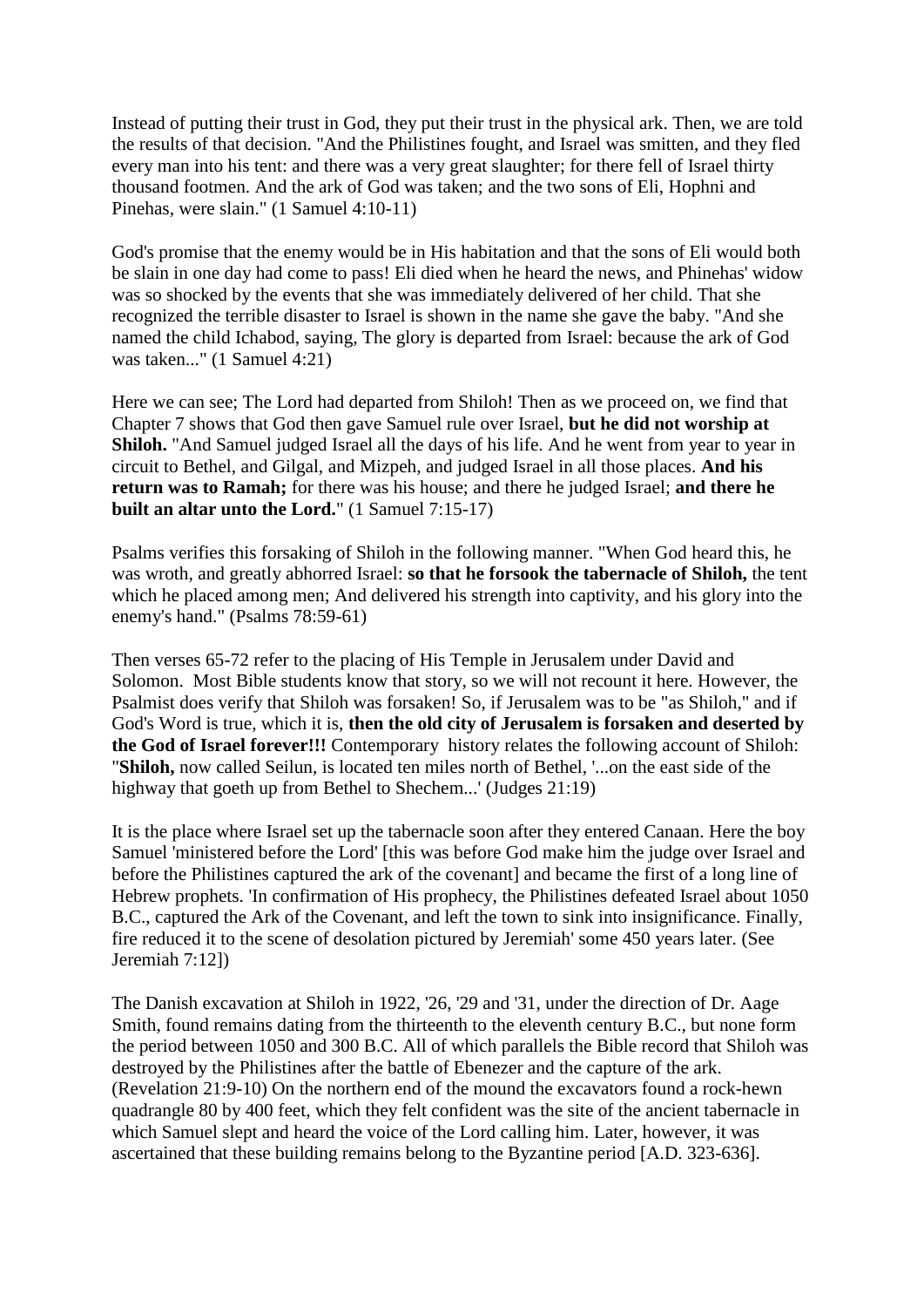Instead of putting their trust in God, they put their trust in the physical ark. Then, we are told the results of that decision. "And the Philistines fought, and Israel was smitten, and they fled every man into his tent: and there was a very great slaughter; for there fell of Israel thirty thousand footmen. And the ark of God was taken; and the two sons of Eli, Hophni and Pinehas, were slain." (1 Samuel 4:10-11)

God's promise that the enemy would be in His habitation and that the sons of Eli would both be slain in one day had come to pass! Eli died when he heard the news, and Phinehas' widow was so shocked by the events that she was immediately delivered of her child. That she recognized the terrible disaster to Israel is shown in the name she gave the baby. "And she named the child Ichabod, saying, The glory is departed from Israel: because the ark of God was taken..." (1 Samuel 4:21)

Here we can see; The Lord had departed from Shiloh! Then as we proceed on, we find that Chapter 7 shows that God then gave Samuel rule over Israel, **but he did not worship at Shiloh.** "And Samuel judged Israel all the days of his life. And he went from year to year in circuit to Bethel, and Gilgal, and Mizpeh, and judged Israel in all those places. **And his return was to Ramah;** for there was his house; and there he judged Israel; **and there he built an altar unto the Lord.**" (1 Samuel 7:15-17)

Psalms verifies this forsaking of Shiloh in the following manner. "When God heard this, he was wroth, and greatly abhorred Israel: **so that he forsook the tabernacle of Shiloh,** the tent which he placed among men; And delivered his strength into captivity, and his glory into the enemy's hand." (Psalms 78:59-61)

Then verses 65-72 refer to the placing of His Temple in Jerusalem under David and Solomon. Most Bible students know that story, so we will not recount it here. However, the Psalmist does verify that Shiloh was forsaken! So, if Jerusalem was to be "as Shiloh," and if God's Word is true, which it is, **then the old city of Jerusalem is forsaken and deserted by the God of Israel forever!!!** Contemporary history relates the following account of Shiloh: "**Shiloh,** now called Seilun, is located ten miles north of Bethel, '...on the east side of the highway that goeth up from Bethel to Shechem...' (Judges 21:19)

It is the place where Israel set up the tabernacle soon after they entered Canaan. Here the boy Samuel 'ministered before the Lord' [this was before God make him the judge over Israel and before the Philistines captured the ark of the covenant] and became the first of a long line of Hebrew prophets. 'In confirmation of His prophecy, the Philistines defeated Israel about 1050 B.C., captured the Ark of the Covenant, and left the town to sink into insignificance. Finally, fire reduced it to the scene of desolation pictured by Jeremiah' some 450 years later. (See Jeremiah 7:12])

The Danish excavation at Shiloh in 1922, '26, '29 and '31, under the direction of Dr. Aage Smith, found remains dating from the thirteenth to the eleventh century B.C., but none form the period between 1050 and 300 B.C. All of which parallels the Bible record that Shiloh was destroyed by the Philistines after the battle of Ebenezer and the capture of the ark. (Revelation 21:9-10) On the northern end of the mound the excavators found a rock-hewn quadrangle 80 by 400 feet, which they felt confident was the site of the ancient tabernacle in which Samuel slept and heard the voice of the Lord calling him. Later, however, it was ascertained that these building remains belong to the Byzantine period [A.D. 323-636].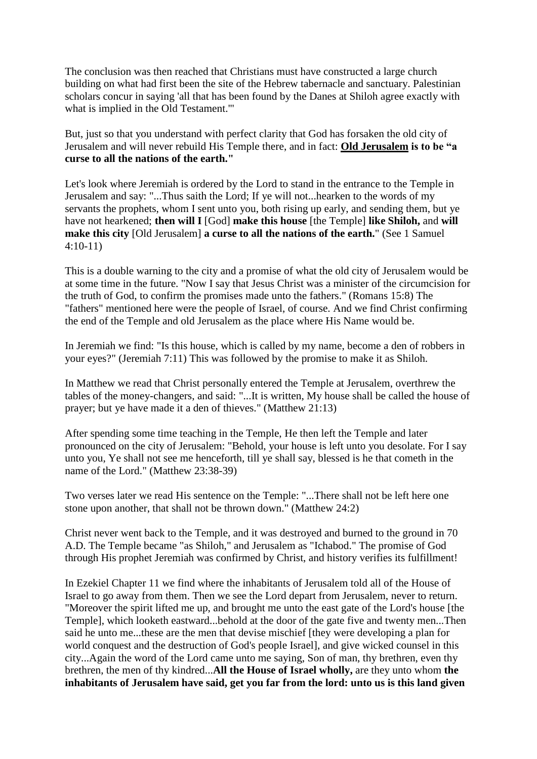The conclusion was then reached that Christians must have constructed a large church building on what had first been the site of the Hebrew tabernacle and sanctuary. Palestinian scholars concur in saying 'all that has been found by the Danes at Shiloh agree exactly with what is implied in the Old Testament.'"

But, just so that you understand with perfect clarity that God has forsaken the old city of Jerusalem and will never rebuild His Temple there, and in fact: **Old Jerusalem is to be "a curse to all the nations of the earth."**

Let's look where Jeremiah is ordered by the Lord to stand in the entrance to the Temple in Jerusalem and say: "...Thus saith the Lord; If ye will not...hearken to the words of my servants the prophets, whom I sent unto you, both rising up early, and sending them, but ye have not hearkened; **then will I** [God] **make this house** [the Temple] **like Shiloh,** and **will make this city** [Old Jerusalem] **a curse to all the nations of the earth.**" (See 1 Samuel 4:10-11)

This is a double warning to the city and a promise of what the old city of Jerusalem would be at some time in the future. "Now I say that Jesus Christ was a minister of the circumcision for the truth of God, to confirm the promises made unto the fathers." (Romans 15:8) The "fathers" mentioned here were the people of Israel, of course. And we find Christ confirming the end of the Temple and old Jerusalem as the place where His Name would be.

In Jeremiah we find: "Is this house, which is called by my name, become a den of robbers in your eyes?" (Jeremiah 7:11) This was followed by the promise to make it as Shiloh.

In Matthew we read that Christ personally entered the Temple at Jerusalem, overthrew the tables of the money-changers, and said: "...It is written, My house shall be called the house of prayer; but ye have made it a den of thieves." (Matthew 21:13)

After spending some time teaching in the Temple, He then left the Temple and later pronounced on the city of Jerusalem: "Behold, your house is left unto you desolate. For I say unto you, Ye shall not see me henceforth, till ye shall say, blessed is he that cometh in the name of the Lord." (Matthew 23:38-39)

Two verses later we read His sentence on the Temple: "...There shall not be left here one stone upon another, that shall not be thrown down." (Matthew 24:2)

Christ never went back to the Temple, and it was destroyed and burned to the ground in 70 A.D. The Temple became "as Shiloh," and Jerusalem as "Ichabod." The promise of God through His prophet Jeremiah was confirmed by Christ, and history verifies its fulfillment!

In Ezekiel Chapter 11 we find where the inhabitants of Jerusalem told all of the House of Israel to go away from them. Then we see the Lord depart from Jerusalem, never to return. "Moreover the spirit lifted me up, and brought me unto the east gate of the Lord's house [the Temple], which looketh eastward...behold at the door of the gate five and twenty men...Then said he unto me...these are the men that devise mischief [they were developing a plan for world conquest and the destruction of God's people Israel], and give wicked counsel in this city...Again the word of the Lord came unto me saying, Son of man, thy brethren, even thy brethren, the men of thy kindred...**All the House of Israel wholly,** are they unto whom **the inhabitants of Jerusalem have said, get you far from the lord: unto us is this land given**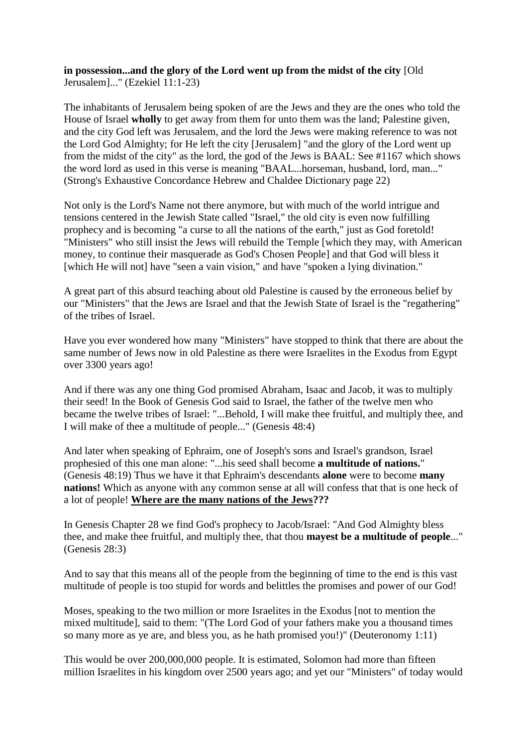**in possession...and the glory of the Lord went up from the midst of the city** [Old Jerusalem]..." (Ezekiel 11:1-23)

The inhabitants of Jerusalem being spoken of are the Jews and they are the ones who told the House of Israel **wholly** to get away from them for unto them was the land; Palestine given, and the city God left was Jerusalem, and the lord the Jews were making reference to was not the Lord God Almighty; for He left the city [Jerusalem] "and the glory of the Lord went up from the midst of the city" as the lord, the god of the Jews is BAAL: See #1167 which shows the word lord as used in this verse is meaning "BAAL...horseman, husband, lord, man..." (Strong's Exhaustive Concordance Hebrew and Chaldee Dictionary page 22)

Not only is the Lord's Name not there anymore, but with much of the world intrigue and tensions centered in the Jewish State called "Israel," the old city is even now fulfilling prophecy and is becoming "a curse to all the nations of the earth," just as God foretold! "Ministers" who still insist the Jews will rebuild the Temple [which they may, with American money, to continue their masquerade as God's Chosen People] and that God will bless it [which He will not] have "seen a vain vision," and have "spoken a lying divination."

A great part of this absurd teaching about old Palestine is caused by the erroneous belief by our "Ministers" that the Jews are Israel and that the Jewish State of Israel is the "regathering" of the tribes of Israel.

Have you ever wondered how many "Ministers" have stopped to think that there are about the same number of Jews now in old Palestine as there were Israelites in the Exodus from Egypt over 3300 years ago!

And if there was any one thing God promised Abraham, Isaac and Jacob, it was to multiply their seed! In the Book of Genesis God said to Israel, the father of the twelve men who became the twelve tribes of Israel: "...Behold, I will make thee fruitful, and multiply thee, and I will make of thee a multitude of people..." (Genesis 48:4)

And later when speaking of Ephraim, one of Joseph's sons and Israel's grandson, Israel prophesied of this one man alone: "...his seed shall become **a multitude of nations.**" (Genesis 48:19) Thus we have it that Ephraim's descendants **alone** were to become **many nations!** Which as anyone with any common sense at all will confess that that is one heck of a lot of people! **<u>Where are the many nations of the Jews</u>???**

In Genesis Chapter 28 we find God's prophecy to Jacob/Israel: "And God Almighty bless thee, and make thee fruitful, and multiply thee, that thou **mayest be a multitude of people**..." (Genesis 28:3)

And to say that this means all of the people from the beginning of time to the end is this vast multitude of people is too stupid for words and belittles the promises and power of our God!

Moses, speaking to the two million or more Israelites in the Exodus [not to mention the mixed multitude], said to them: "(The Lord God of your fathers make you a thousand times so many more as ye are, and bless you, as he hath promised you!)" (Deuteronomy 1:11)

This would be over 200,000,000 people. It is estimated, Solomon had more than fifteen million Israelites in his kingdom over 2500 years ago; and yet our "Ministers" of today would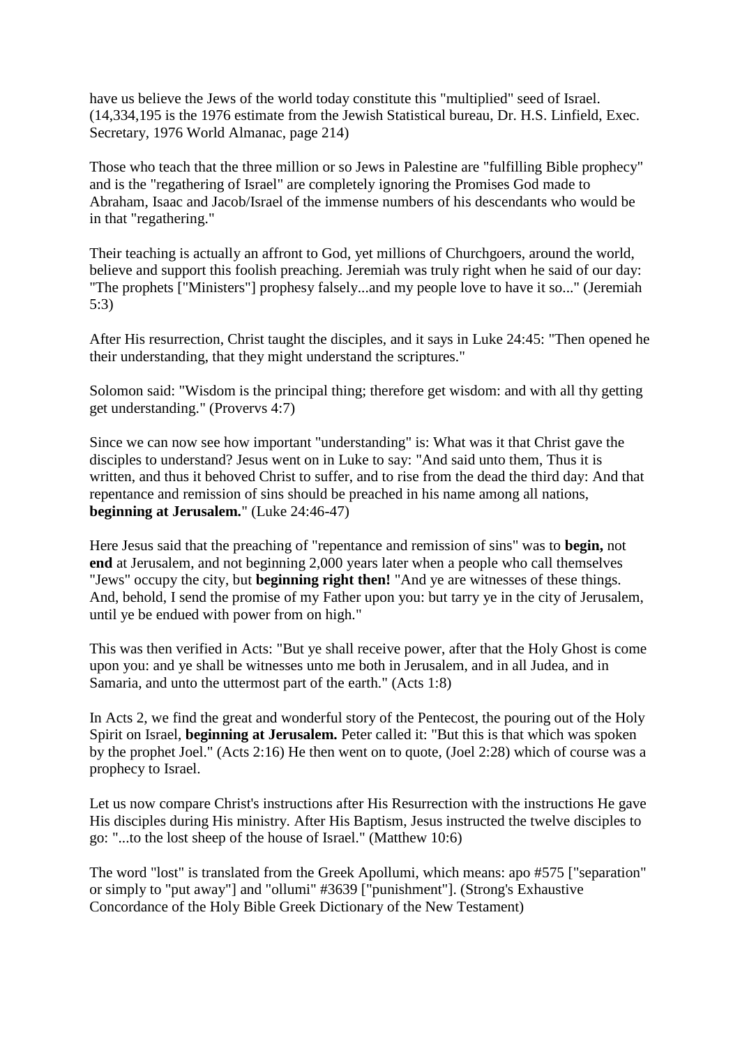have us believe the Jews of the world today constitute this "multiplied" seed of Israel. (14,334,195 is the 1976 estimate from the Jewish Statistical bureau, Dr. H.S. Linfield, Exec. Secretary, 1976 World Almanac, page 214)

Those who teach that the three million or so Jews in Palestine are "fulfilling Bible prophecy" and is the "regathering of Israel" are completely ignoring the Promises God made to Abraham, Isaac and Jacob/Israel of the immense numbers of his descendants who would be in that "regathering."

Their teaching is actually an affront to God, yet millions of Churchgoers, around the world, believe and support this foolish preaching. Jeremiah was truly right when he said of our day: "The prophets ["Ministers"] prophesy falsely...and my people love to have it so..." (Jeremiah 5:3)

After His resurrection, Christ taught the disciples, and it says in Luke 24:45: "Then opened he their understanding, that they might understand the scriptures."

Solomon said: "Wisdom is the principal thing; therefore get wisdom: and with all thy getting get understanding." (Provervs 4:7)

Since we can now see how important "understanding" is: What was it that Christ gave the disciples to understand? Jesus went on in Luke to say: "And said unto them, Thus it is written, and thus it behoved Christ to suffer, and to rise from the dead the third day: And that repentance and remission of sins should be preached in his name among all nations, **beginning at Jerusalem.**" (Luke 24:46-47)

Here Jesus said that the preaching of "repentance and remission of sins" was to **begin,** not **end** at Jerusalem, and not beginning 2,000 years later when a people who call themselves "Jews" occupy the city, but **beginning right then!** "And ye are witnesses of these things. And, behold, I send the promise of my Father upon you: but tarry ye in the city of Jerusalem, until ye be endued with power from on high."

This was then verified in Acts: "But ye shall receive power, after that the Holy Ghost is come upon you: and ye shall be witnesses unto me both in Jerusalem, and in all Judea, and in Samaria, and unto the uttermost part of the earth." (Acts 1:8)

In Acts 2, we find the great and wonderful story of the Pentecost, the pouring out of the Holy Spirit on Israel, **beginning at Jerusalem.** Peter called it: "But this is that which was spoken by the prophet Joel." (Acts 2:16) He then went on to quote, (Joel 2:28) which of course was a prophecy to Israel.

Let us now compare Christ's instructions after His Resurrection with the instructions He gave His disciples during His ministry. After His Baptism, Jesus instructed the twelve disciples to go: "...to the lost sheep of the house of Israel." (Matthew 10:6)

The word "lost" is translated from the Greek Apollumi, which means: apo #575 ["separation" or simply to "put away"] and "ollumi" #3639 ["punishment"]. (Strong's Exhaustive Concordance of the Holy Bible Greek Dictionary of the New Testament)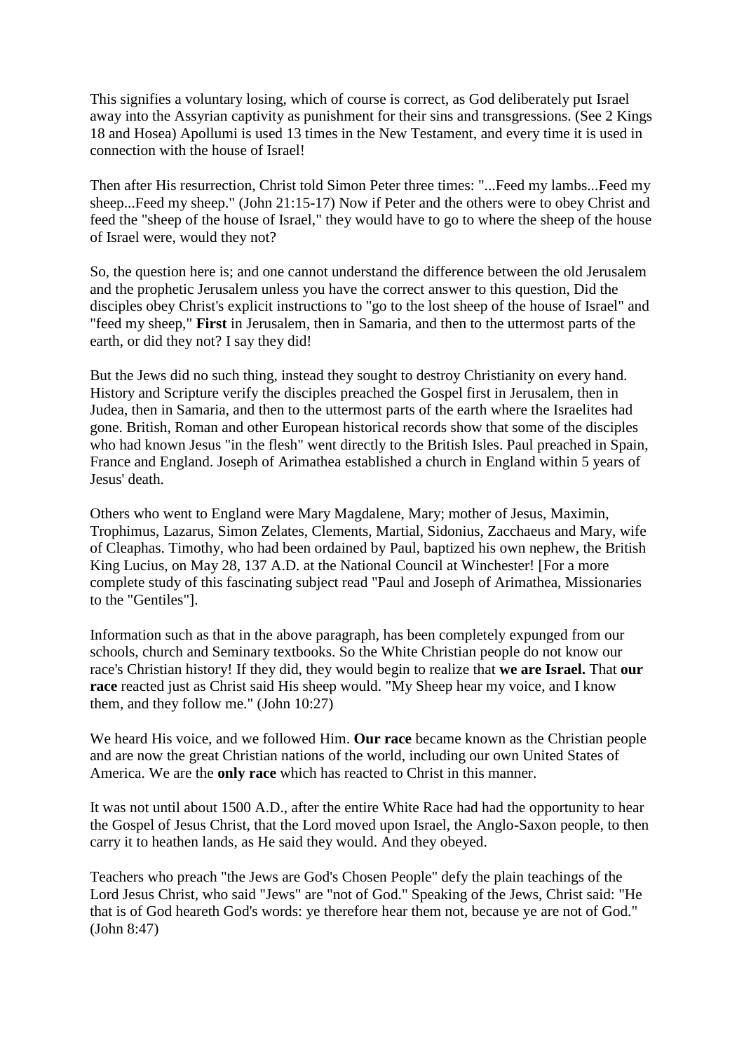This signifies a voluntary losing, which of course is correct, as God deliberately put Israel away into the Assyrian captivity as punishment for their sins and transgressions. (See 2 Kings 18 and Hosea) Apollumi is used 13 times in the New Testament, and every time it is used in connection with the house of Israel!

Then after His resurrection, Christ told Simon Peter three times: "...Feed my lambs...Feed my sheep...Feed my sheep." (John 21:15-17) Now if Peter and the others were to obey Christ and feed the "sheep of the house of Israel," they would have to go to where the sheep of the house of Israel were, would they not?

So, the question here is; and one cannot understand the difference between the old Jerusalem and the prophetic Jerusalem unless you have the correct answer to this question, Did the disciples obey Christ's explicit instructions to "go to the lost sheep of the house of Israel" and "feed my sheep," **First** in Jerusalem, then in Samaria, and then to the uttermost parts of the earth, or did they not? I say they did!

But the Jews did no such thing, instead they sought to destroy Christianity on every hand. History and Scripture verify the disciples preached the Gospel first in Jerusalem, then in Judea, then in Samaria, and then to the uttermost parts of the earth where the Israelites had gone. British, Roman and other European historical records show that some of the disciples who had known Jesus "in the flesh" went directly to the British Isles. Paul preached in Spain, France and England. Joseph of Arimathea established a church in England within 5 years of Jesus' death.

Others who went to England were Mary Magdalene, Mary; mother of Jesus, Maximin, Trophimus, Lazarus, Simon Zelates, Clements, Martial, Sidonius, Zacchaeus and Mary, wife of Cleaphas. Timothy, who had been ordained by Paul, baptized his own nephew, the British King Lucius, on May 28, 137 A.D. at the National Council at Winchester! [For a more complete study of this fascinating subject read "Paul and Joseph of Arimathea, Missionaries to the "Gentiles"].

Information such as that in the above paragraph, has been completely expunged from our schools, church and Seminary textbooks. So the White Christian people do not know our race's Christian history! If they did, they would begin to realize that **we are Israel.** That **our race** reacted just as Christ said His sheep would. "My Sheep hear my voice, and I know them, and they follow me." (John 10:27)

We heard His voice, and we followed Him. **Our race** became known as the Christian people and are now the great Christian nations of the world, including our own United States of America. We are the **only race** which has reacted to Christ in this manner.

It was not until about 1500 A.D., after the entire White Race had had the opportunity to hear the Gospel of Jesus Christ, that the Lord moved upon Israel, the Anglo-Saxon people, to then carry it to heathen lands, as He said they would. And they obeyed.

Teachers who preach "the Jews are God's Chosen People" defy the plain teachings of the Lord Jesus Christ, who said "Jews" are "not of God." Speaking of the Jews, Christ said: "He that is of God heareth God's words: ye therefore hear them not, because ye are not of God." (John 8:47)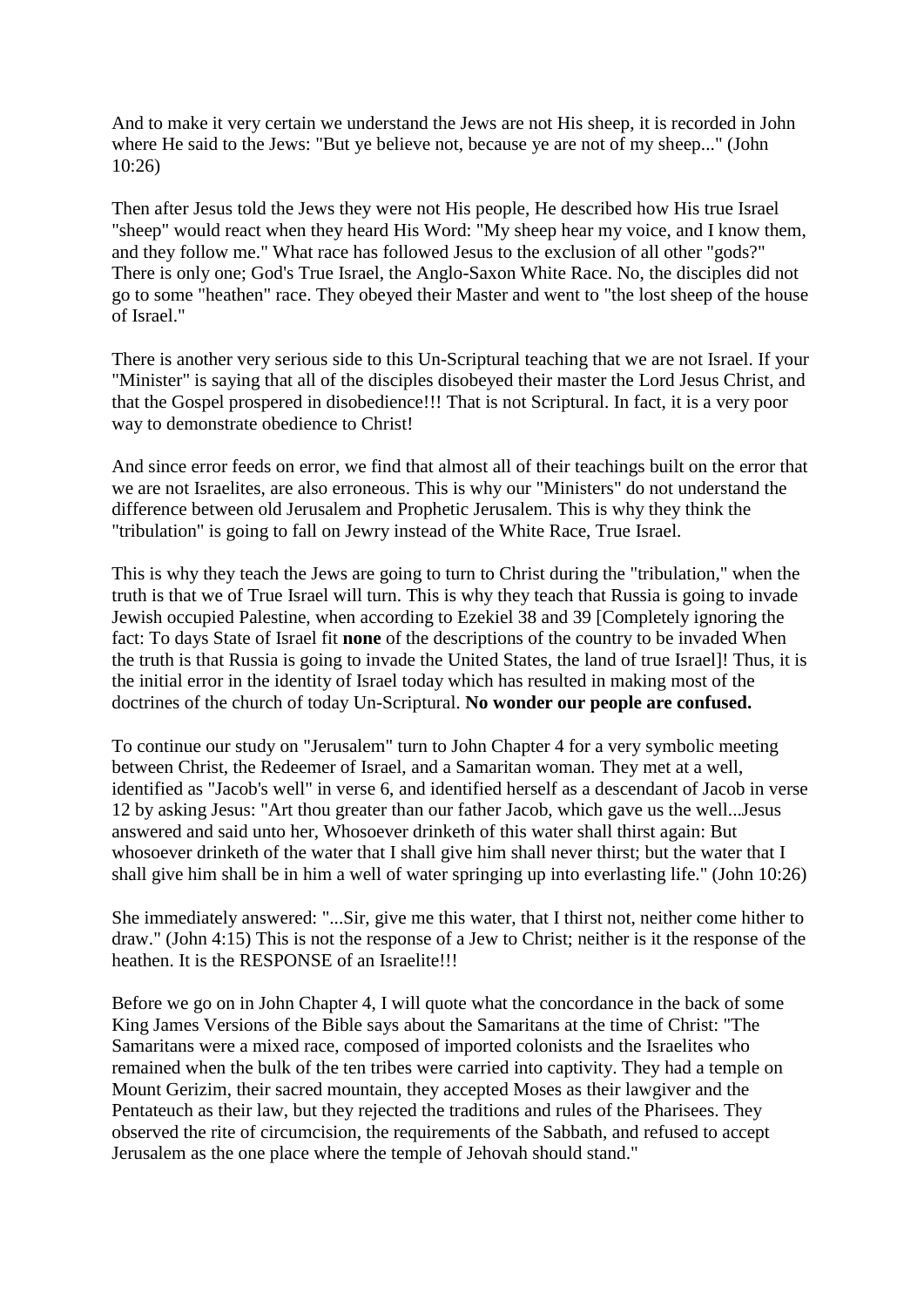And to make it very certain we understand the Jews are not His sheep, it is recorded in John where He said to the Jews: "But ye believe not, because ye are not of my sheep..." (John 10:26)

Then after Jesus told the Jews they were not His people, He described how His true Israel "sheep" would react when they heard His Word: "My sheep hear my voice, and I know them, and they follow me." What race has followed Jesus to the exclusion of all other "gods?" There is only one; God's True Israel, the Anglo-Saxon White Race. No, the disciples did not go to some "heathen" race. They obeyed their Master and went to "the lost sheep of the house of Israel."

There is another very serious side to this Un-Scriptural teaching that we are not Israel. If your "Minister" is saying that all of the disciples disobeyed their master the Lord Jesus Christ, and that the Gospel prospered in disobedience!!! That is not Scriptural. In fact, it is a very poor way to demonstrate obedience to Christ!

And since error feeds on error, we find that almost all of their teachings built on the error that we are not Israelites, are also erroneous. This is why our "Ministers" do not understand the difference between old Jerusalem and Prophetic Jerusalem. This is why they think the "tribulation" is going to fall on Jewry instead of the White Race, True Israel.

This is why they teach the Jews are going to turn to Christ during the "tribulation," when the truth is that we of True Israel will turn. This is why they teach that Russia is going to invade Jewish occupied Palestine, when according to Ezekiel 38 and 39 [Completely ignoring the fact: To days State of Israel fit **none** of the descriptions of the country to be invaded When the truth is that Russia is going to invade the United States, the land of true Israel]! Thus, it is the initial error in the identity of Israel today which has resulted in making most of the doctrines of the church of today Un-Scriptural. **No wonder our people are confused.**

To continue our study on "Jerusalem" turn to John Chapter 4 for a very symbolic meeting between Christ, the Redeemer of Israel, and a Samaritan woman. They met at a well, identified as "Jacob's well" in verse 6, and identified herself as a descendant of Jacob in verse 12 by asking Jesus: "Art thou greater than our father Jacob, which gave us the well...Jesus answered and said unto her, Whosoever drinketh of this water shall thirst again: But whosoever drinketh of the water that I shall give him shall never thirst; but the water that I shall give him shall be in him a well of water springing up into everlasting life." (John 10:26)

She immediately answered: "...Sir, give me this water, that I thirst not, neither come hither to draw." (John 4:15) This is not the response of a Jew to Christ; neither is it the response of the heathen. It is the RESPONSE of an Israelite!!!

Before we go on in John Chapter 4, I will quote what the concordance in the back of some King James Versions of the Bible says about the Samaritans at the time of Christ: "The Samaritans were a mixed race, composed of imported colonists and the Israelites who remained when the bulk of the ten tribes were carried into captivity. They had a temple on Mount Gerizim, their sacred mountain, they accepted Moses as their lawgiver and the Pentateuch as their law, but they rejected the traditions and rules of the Pharisees. They observed the rite of circumcision, the requirements of the Sabbath, and refused to accept Jerusalem as the one place where the temple of Jehovah should stand."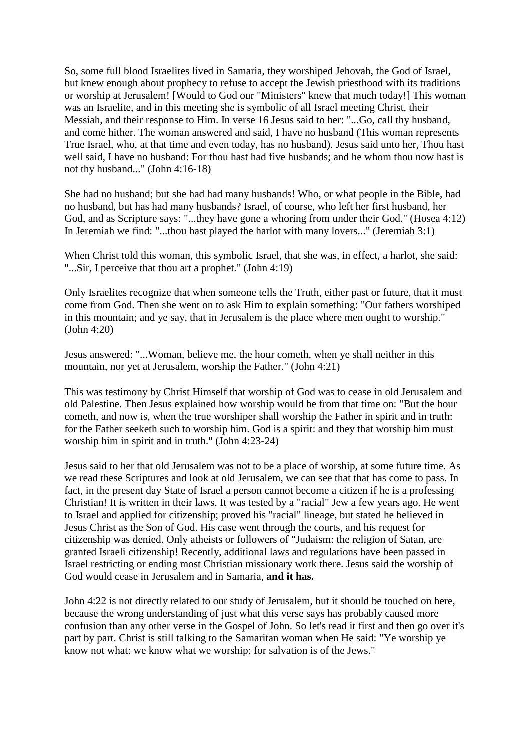So, some full blood Israelites lived in Samaria, they worshiped Jehovah, the God of Israel, but knew enough about prophecy to refuse to accept the Jewish priesthood with its traditions or worship at Jerusalem! [Would to God our "Ministers" knew that much today!] This woman was an Israelite, and in this meeting she is symbolic of all Israel meeting Christ, their Messiah, and their response to Him. In verse 16 Jesus said to her: "...Go, call thy husband, and come hither. The woman answered and said, I have no husband (This woman represents True Israel, who, at that time and even today, has no husband). Jesus said unto her, Thou hast well said, I have no husband: For thou hast had five husbands; and he whom thou now hast is not thy husband..." (John 4:16-18)

She had no husband; but she had had many husbands! Who, or what people in the Bible, had no husband, but has had many husbands? Israel, of course, who left her first husband, her God, and as Scripture says: "...they have gone a whoring from under their God." (Hosea 4:12) In Jeremiah we find: "...thou hast played the harlot with many lovers..." (Jeremiah 3:1)

When Christ told this woman, this symbolic Israel, that she was, in effect, a harlot, she said: "...Sir, I perceive that thou art a prophet." (John 4:19)

Only Israelites recognize that when someone tells the Truth, either past or future, that it must come from God. Then she went on to ask Him to explain something: "Our fathers worshiped in this mountain; and ye say, that in Jerusalem is the place where men ought to worship." (John 4:20)

Jesus answered: "...Woman, believe me, the hour cometh, when ye shall neither in this mountain, nor yet at Jerusalem, worship the Father." (John 4:21)

This was testimony by Christ Himself that worship of God was to cease in old Jerusalem and old Palestine. Then Jesus explained how worship would be from that time on: "But the hour cometh, and now is, when the true worshiper shall worship the Father in spirit and in truth: for the Father seeketh such to worship him. God is a spirit: and they that worship him must worship him in spirit and in truth." (John 4:23-24)

Jesus said to her that old Jerusalem was not to be a place of worship, at some future time. As we read these Scriptures and look at old Jerusalem, we can see that that has come to pass. In fact, in the present day State of Israel a person cannot become a citizen if he is a professing Christian! It is written in their laws. It was tested by a "racial" Jew a few years ago. He went to Israel and applied for citizenship; proved his "racial" lineage, but stated he believed in Jesus Christ as the Son of God. His case went through the courts, and his request for citizenship was denied. Only atheists or followers of "Judaism: the religion of Satan, are granted Israeli citizenship! Recently, additional laws and regulations have been passed in Israel restricting or ending most Christian missionary work there. Jesus said the worship of God would cease in Jerusalem and in Samaria, **and it has.**

John 4:22 is not directly related to our study of Jerusalem, but it should be touched on here, because the wrong understanding of just what this verse says has probably caused more confusion than any other verse in the Gospel of John. So let's read it first and then go over it's part by part. Christ is still talking to the Samaritan woman when He said: "Ye worship ye know not what: we know what we worship: for salvation is of the Jews."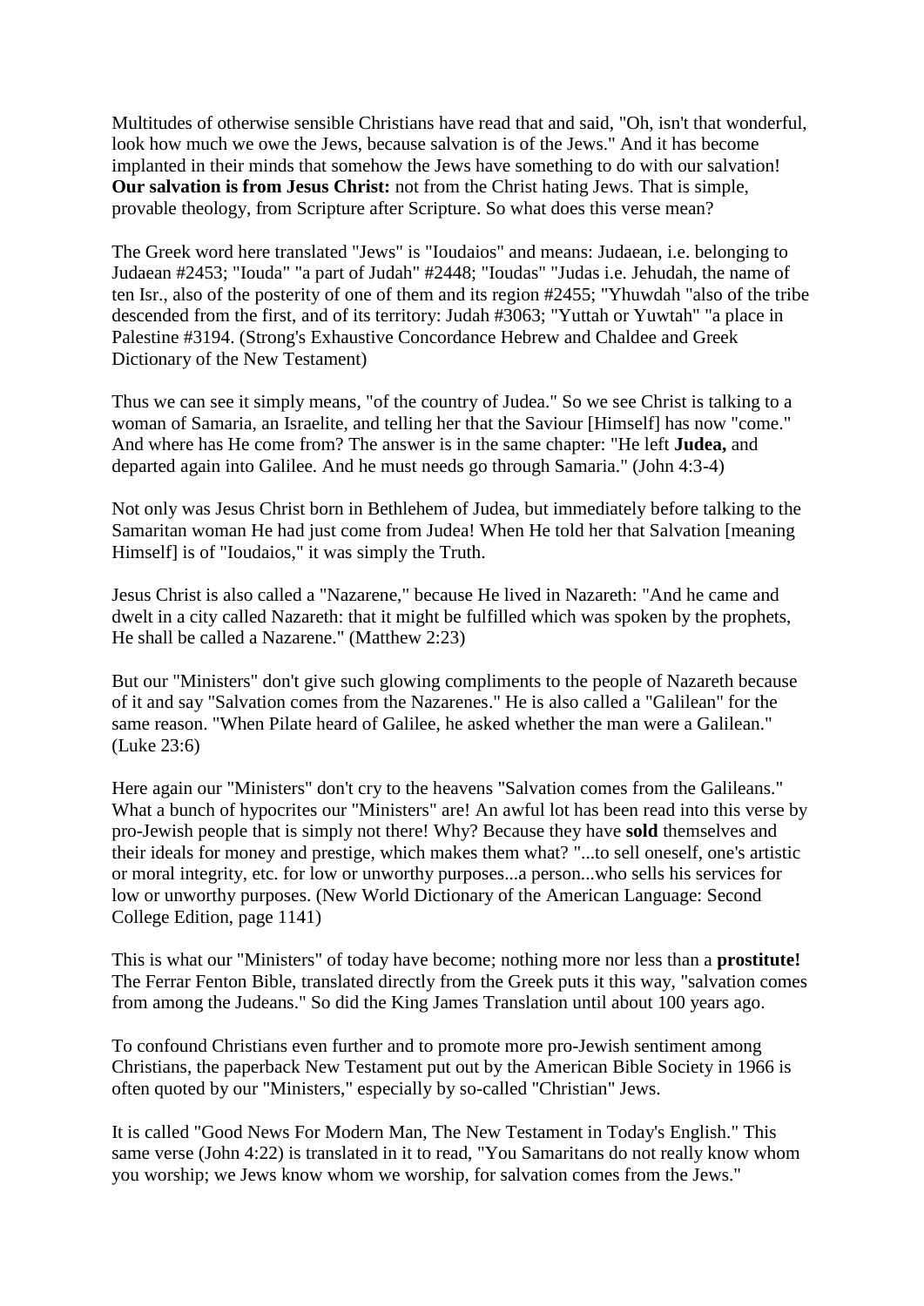Multitudes of otherwise sensible Christians have read that and said, "Oh, isn't that wonderful, look how much we owe the Jews, because salvation is of the Jews." And it has become implanted in their minds that somehow the Jews have something to do with our salvation! **Our salvation is from Jesus Christ:** not from the Christ hating Jews. That is simple, provable theology, from Scripture after Scripture. So what does this verse mean?

The Greek word here translated "Jews" is "Ioudaios" and means: Judaean, i.e. belonging to Judaean #2453; "Iouda" "a part of Judah" #2448; "Ioudas" "Judas i.e. Jehudah, the name of ten Isr., also of the posterity of one of them and its region #2455; "Yhuwdah "also of the tribe descended from the first, and of its territory: Judah #3063; "Yuttah or Yuwtah" "a place in Palestine #3194. (Strong's Exhaustive Concordance Hebrew and Chaldee and Greek Dictionary of the New Testament)

Thus we can see it simply means, "of the country of Judea." So we see Christ is talking to a woman of Samaria, an Israelite, and telling her that the Saviour [Himself] has now "come." And where has He come from? The answer is in the same chapter: "He left **Judea,** and departed again into Galilee. And he must needs go through Samaria." (John 4:3-4)

Not only was Jesus Christ born in Bethlehem of Judea, but immediately before talking to the Samaritan woman He had just come from Judea! When He told her that Salvation [meaning Himself] is of "Ioudaios," it was simply the Truth.

Jesus Christ is also called a "Nazarene," because He lived in Nazareth: "And he came and dwelt in a city called Nazareth: that it might be fulfilled which was spoken by the prophets, He shall be called a Nazarene." (Matthew 2:23)

But our "Ministers" don't give such glowing compliments to the people of Nazareth because of it and say "Salvation comes from the Nazarenes." He is also called a "Galilean" for the same reason. "When Pilate heard of Galilee, he asked whether the man were a Galilean." (Luke 23:6)

Here again our "Ministers" don't cry to the heavens "Salvation comes from the Galileans." What a bunch of hypocrites our "Ministers" are! An awful lot has been read into this verse by pro-Jewish people that is simply not there! Why? Because they have **sold** themselves and their ideals for money and prestige, which makes them what? "...to sell oneself, one's artistic or moral integrity, etc. for low or unworthy purposes...a person...who sells his services for low or unworthy purposes. (New World Dictionary of the American Language: Second College Edition, page 1141)

This is what our "Ministers" of today have become; nothing more nor less than a **prostitute!** The Ferrar Fenton Bible, translated directly from the Greek puts it this way, "salvation comes from among the Judeans." So did the King James Translation until about 100 years ago.

To confound Christians even further and to promote more pro-Jewish sentiment among Christians, the paperback New Testament put out by the American Bible Society in 1966 is often quoted by our "Ministers," especially by so-called "Christian" Jews.

It is called "Good News For Modern Man, The New Testament in Today's English." This same verse (John 4:22) is translated in it to read, "You Samaritans do not really know whom you worship; we Jews know whom we worship, for salvation comes from the Jews."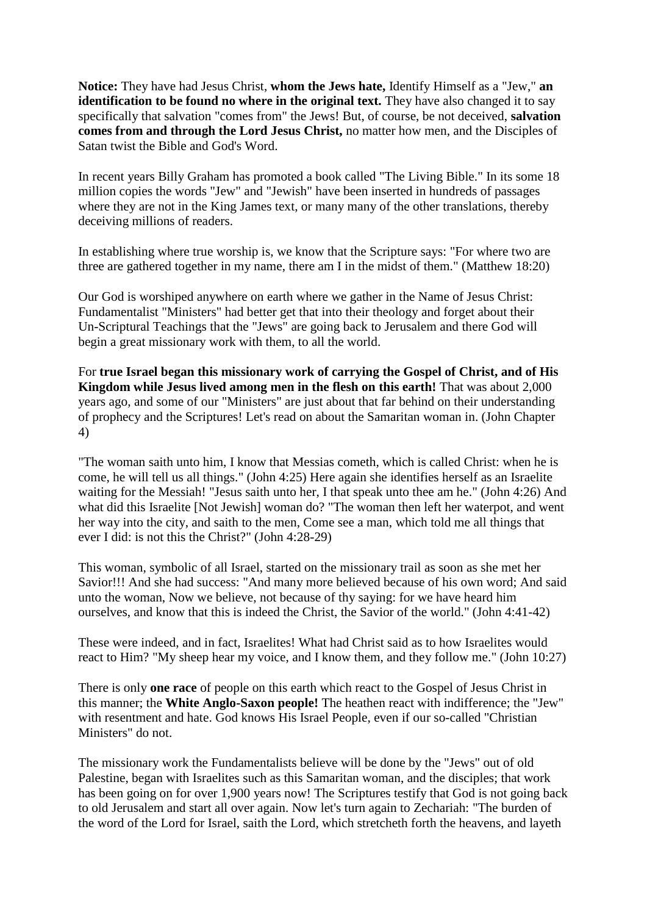**Notice:** They have had Jesus Christ, **whom the Jews hate,** Identify Himself as a "Jew," **an identification to be found no where in the original text.** They have also changed it to say specifically that salvation "comes from" the Jews! But, of course, be not deceived, **salvation comes from and through the Lord Jesus Christ,** no matter how men, and the Disciples of Satan twist the Bible and God's Word.

In recent years Billy Graham has promoted a book called "The Living Bible." In its some 18 million copies the words "Jew" and "Jewish" have been inserted in hundreds of passages where they are not in the King James text, or many many of the other translations, thereby deceiving millions of readers.

In establishing where true worship is, we know that the Scripture says: "For where two are three are gathered together in my name, there am I in the midst of them." (Matthew 18:20)

Our God is worshiped anywhere on earth where we gather in the Name of Jesus Christ: Fundamentalist "Ministers" had better get that into their theology and forget about their Un-Scriptural Teachings that the "Jews" are going back to Jerusalem and there God will begin a great missionary work with them, to all the world.

For **true Israel began this missionary work of carrying the Gospel of Christ, and of His Kingdom while Jesus lived among men in the flesh on this earth!** That was about 2,000 years ago, and some of our "Ministers" are just about that far behind on their understanding of prophecy and the Scriptures! Let's read on about the Samaritan woman in. (John Chapter 4)

"The woman saith unto him, I know that Messias cometh, which is called Christ: when he is come, he will tell us all things." (John 4:25) Here again she identifies herself as an Israelite waiting for the Messiah! "Jesus saith unto her, I that speak unto thee am he." (John 4:26) And what did this Israelite [Not Jewish] woman do? "The woman then left her waterpot, and went her way into the city, and saith to the men, Come see a man, which told me all things that ever I did: is not this the Christ?" (John 4:28-29)

This woman, symbolic of all Israel, started on the missionary trail as soon as she met her Savior!!! And she had success: "And many more believed because of his own word; And said unto the woman, Now we believe, not because of thy saying: for we have heard him ourselves, and know that this is indeed the Christ, the Savior of the world." (John 4:41-42)

These were indeed, and in fact, Israelites! What had Christ said as to how Israelites would react to Him? "My sheep hear my voice, and I know them, and they follow me." (John 10:27)

There is only **one race** of people on this earth which react to the Gospel of Jesus Christ in this manner; the **White Anglo-Saxon people!** The heathen react with indifference; the "Jew" with resentment and hate. God knows His Israel People, even if our so-called "Christian Ministers" do not.

The missionary work the Fundamentalists believe will be done by the "Jews" out of old Palestine, began with Israelites such as this Samaritan woman, and the disciples; that work has been going on for over 1,900 years now! The Scriptures testify that God is not going back to old Jerusalem and start all over again. Now let's turn again to Zechariah: "The burden of the word of the Lord for Israel, saith the Lord, which stretcheth forth the heavens, and layeth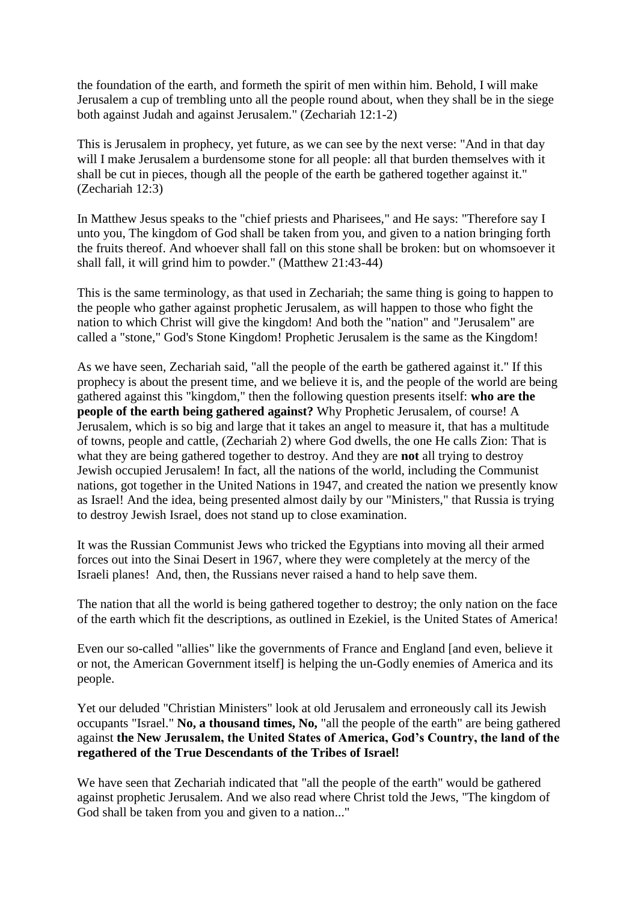the foundation of the earth, and formeth the spirit of men within him. Behold, I will make Jerusalem a cup of trembling unto all the people round about, when they shall be in the siege both against Judah and against Jerusalem." (Zechariah 12:1-2)

This is Jerusalem in prophecy, yet future, as we can see by the next verse: "And in that day will I make Jerusalem a burdensome stone for all people: all that burden themselves with it shall be cut in pieces, though all the people of the earth be gathered together against it." (Zechariah 12:3)

In Matthew Jesus speaks to the "chief priests and Pharisees," and He says: "Therefore say I unto you, The kingdom of God shall be taken from you, and given to a nation bringing forth the fruits thereof. And whoever shall fall on this stone shall be broken: but on whomsoever it shall fall, it will grind him to powder." (Matthew 21:43-44)

This is the same terminology, as that used in Zechariah; the same thing is going to happen to the people who gather against prophetic Jerusalem, as will happen to those who fight the nation to which Christ will give the kingdom! And both the "nation" and "Jerusalem" are called a "stone," God's Stone Kingdom! Prophetic Jerusalem is the same as the Kingdom!

As we have seen, Zechariah said, "all the people of the earth be gathered against it." If this prophecy is about the present time, and we believe it is, and the people of the world are being gathered against this "kingdom," then the following question presents itself: **who are the people of the earth being gathered against?** Why Prophetic Jerusalem, of course! A Jerusalem, which is so big and large that it takes an angel to measure it, that has a multitude of towns, people and cattle, (Zechariah 2) where God dwells, the one He calls Zion: That is what they are being gathered together to destroy. And they are **not** all trying to destroy Jewish occupied Jerusalem! In fact, all the nations of the world, including the Communist nations, got together in the United Nations in 1947, and created the nation we presently know as Israel! And the idea, being presented almost daily by our "Ministers," that Russia is trying to destroy Jewish Israel, does not stand up to close examination.

It was the Russian Communist Jews who tricked the Egyptians into moving all their armed forces out into the Sinai Desert in 1967, where they were completely at the mercy of the Israeli planes! And, then, the Russians never raised a hand to help save them.

The nation that all the world is being gathered together to destroy; the only nation on the face of the earth which fit the descriptions, as outlined in Ezekiel, is the United States of America!

Even our so-called "allies" like the governments of France and England [and even, believe it or not, the American Government itself] is helping the un-Godly enemies of America and its people.

Yet our deluded "Christian Ministers" look at old Jerusalem and erroneously call its Jewish occupants "Israel." **No, a thousand times, No,** "all the people of the earth" are being gathered against **the New Jerusalem, the United States of America, God's Country, the land of the regathered of the True Descendants of the Tribes of Israel!**

We have seen that Zechariah indicated that "all the people of the earth" would be gathered against prophetic Jerusalem. And we also read where Christ told the Jews, "The kingdom of God shall be taken from you and given to a nation..."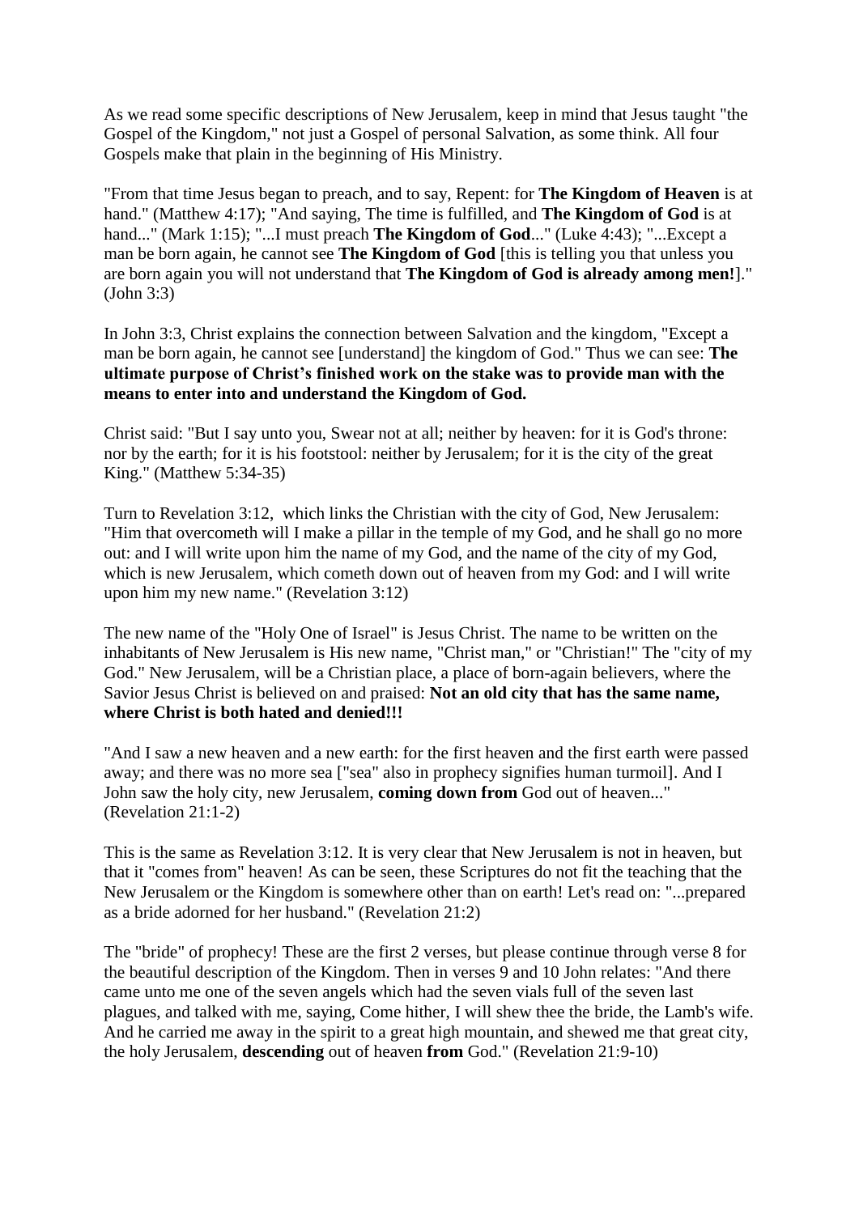As we read some specific descriptions of New Jerusalem, keep in mind that Jesus taught "the Gospel of the Kingdom," not just a Gospel of personal Salvation, as some think. All four Gospels make that plain in the beginning of His Ministry.

"From that time Jesus began to preach, and to say, Repent: for **The Kingdom of Heaven** is at hand." (Matthew 4:17); "And saying, The time is fulfilled, and **The Kingdom of God** is at hand..." (Mark 1:15); "...I must preach **The Kingdom of God**..." (Luke 4:43); "...Except a man be born again, he cannot see **The Kingdom of God** [this is telling you that unless you are born again you will not understand that **The Kingdom of God is already among men!**]." (John 3:3)

In John 3:3, Christ explains the connection between Salvation and the kingdom, "Except a man be born again, he cannot see [understand] the kingdom of God." Thus we can see: **The ultimate purpose of Christ's finished work on the stake was to provide man with the means to enter into and understand the Kingdom of God.**

Christ said: "But I say unto you, Swear not at all; neither by heaven: for it is God's throne: nor by the earth; for it is his footstool: neither by Jerusalem; for it is the city of the great King." (Matthew 5:34-35)

Turn to Revelation 3:12, which links the Christian with the city of God, New Jerusalem: "Him that overcometh will I make a pillar in the temple of my God, and he shall go no more out: and I will write upon him the name of my God, and the name of the city of my God, which is new Jerusalem, which cometh down out of heaven from my God: and I will write upon him my new name." (Revelation 3:12)

The new name of the "Holy One of Israel" is Jesus Christ. The name to be written on the inhabitants of New Jerusalem is His new name, "Christ man," or "Christian!" The "city of my God." New Jerusalem, will be a Christian place, a place of born-again believers, where the Savior Jesus Christ is believed on and praised: **Not an old city that has the same name, where Christ is both hated and denied!!!**

"And I saw a new heaven and a new earth: for the first heaven and the first earth were passed away; and there was no more sea ["sea" also in prophecy signifies human turmoil]. And I John saw the holy city, new Jerusalem, **coming down from** God out of heaven..." (Revelation 21:1-2)

This is the same as Revelation 3:12. It is very clear that New Jerusalem is not in heaven, but that it "comes from" heaven! As can be seen, these Scriptures do not fit the teaching that the New Jerusalem or the Kingdom is somewhere other than on earth! Let's read on: "...prepared as a bride adorned for her husband." (Revelation 21:2)

The "bride" of prophecy! These are the first 2 verses, but please continue through verse 8 for the beautiful description of the Kingdom. Then in verses 9 and 10 John relates: "And there came unto me one of the seven angels which had the seven vials full of the seven last plagues, and talked with me, saying, Come hither, I will shew thee the bride, the Lamb's wife. And he carried me away in the spirit to a great high mountain, and shewed me that great city, the holy Jerusalem, **descending** out of heaven **from** God." (Revelation 21:9-10)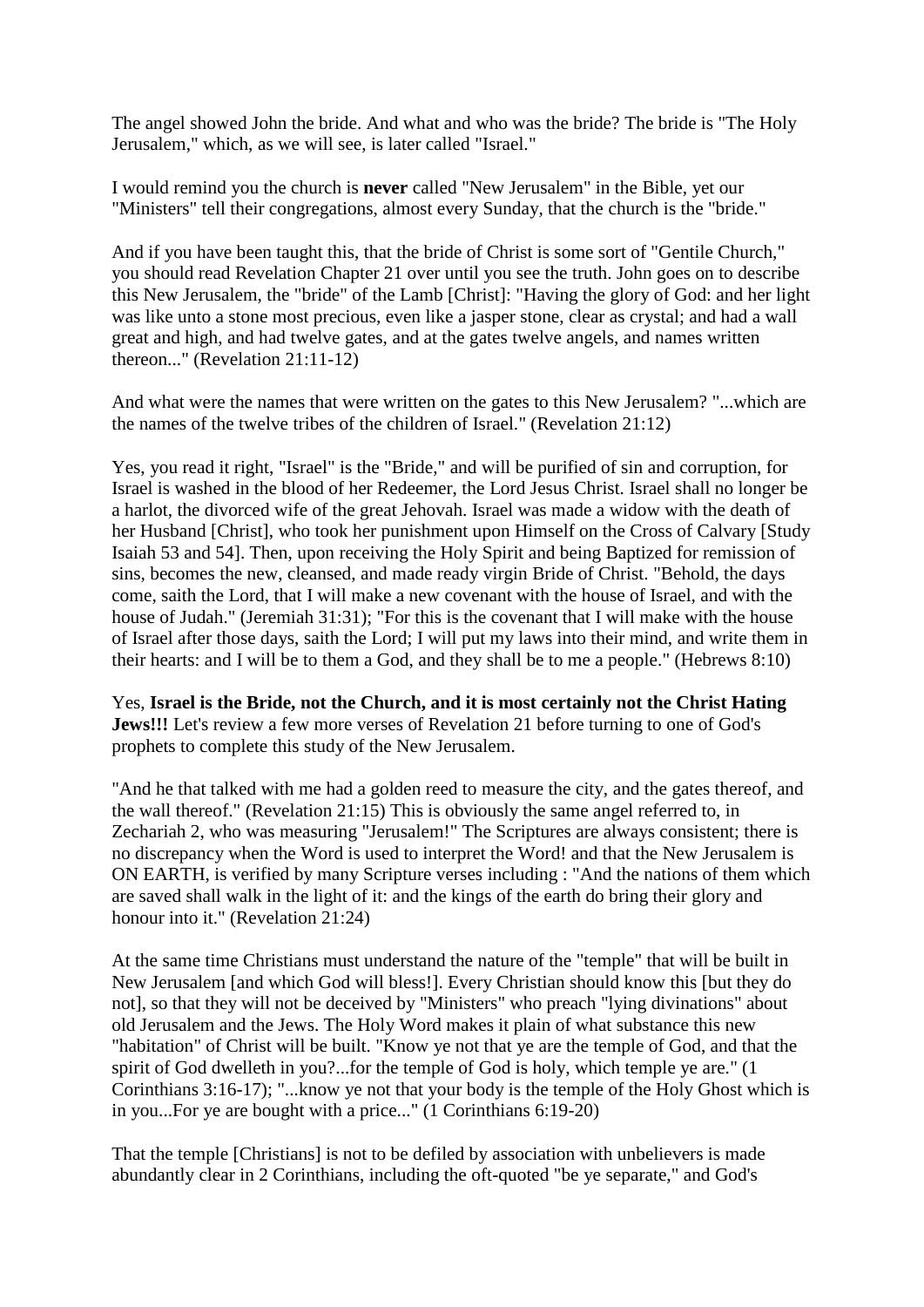The angel showed John the bride. And what and who was the bride? The bride is "The Holy Jerusalem," which, as we will see, is later called "Israel."

I would remind you the church is **never** called "New Jerusalem" in the Bible, yet our "Ministers" tell their congregations, almost every Sunday, that the church is the "bride."

And if you have been taught this, that the bride of Christ is some sort of "Gentile Church," you should read Revelation Chapter 21 over until you see the truth. John goes on to describe this New Jerusalem, the "bride" of the Lamb [Christ]: "Having the glory of God: and her light was like unto a stone most precious, even like a jasper stone, clear as crystal; and had a wall great and high, and had twelve gates, and at the gates twelve angels, and names written thereon..." (Revelation 21:11-12)

And what were the names that were written on the gates to this New Jerusalem? "...which are the names of the twelve tribes of the children of Israel." (Revelation 21:12)

Yes, you read it right, "Israel" is the "Bride," and will be purified of sin and corruption, for Israel is washed in the blood of her Redeemer, the Lord Jesus Christ. Israel shall no longer be a harlot, the divorced wife of the great Jehovah. Israel was made a widow with the death of her Husband [Christ], who took her punishment upon Himself on the Cross of Calvary [Study Isaiah 53 and 54]. Then, upon receiving the Holy Spirit and being Baptized for remission of sins, becomes the new, cleansed, and made ready virgin Bride of Christ. "Behold, the days come, saith the Lord, that I will make a new covenant with the house of Israel, and with the house of Judah." (Jeremiah 31:31); "For this is the covenant that I will make with the house of Israel after those days, saith the Lord; I will put my laws into their mind, and write them in their hearts: and I will be to them a God, and they shall be to me a people." (Hebrews 8:10)

Yes, **Israel is the Bride, not the Church, and it is most certainly not the Christ Hating Jews!!!** Let's review a few more verses of Revelation 21 before turning to one of God's prophets to complete this study of the New Jerusalem.

"And he that talked with me had a golden reed to measure the city, and the gates thereof, and the wall thereof." (Revelation 21:15) This is obviously the same angel referred to, in Zechariah 2, who was measuring "Jerusalem!" The Scriptures are always consistent; there is no discrepancy when the Word is used to interpret the Word! and that the New Jerusalem is ON EARTH, is verified by many Scripture verses including : "And the nations of them which are saved shall walk in the light of it: and the kings of the earth do bring their glory and honour into it." (Revelation 21:24)

At the same time Christians must understand the nature of the "temple" that will be built in New Jerusalem [and which God will bless!]. Every Christian should know this [but they do not], so that they will not be deceived by "Ministers" who preach "lying divinations" about old Jerusalem and the Jews. The Holy Word makes it plain of what substance this new "habitation" of Christ will be built. "Know ye not that ye are the temple of God, and that the spirit of God dwelleth in you?...for the temple of God is holy, which temple ye are." (1 Corinthians 3:16-17); "...know ye not that your body is the temple of the Holy Ghost which is in you...For ye are bought with a price..." (1 Corinthians 6:19-20)

That the temple [Christians] is not to be defiled by association with unbelievers is made abundantly clear in 2 Corinthians, including the oft-quoted "be ye separate," and God's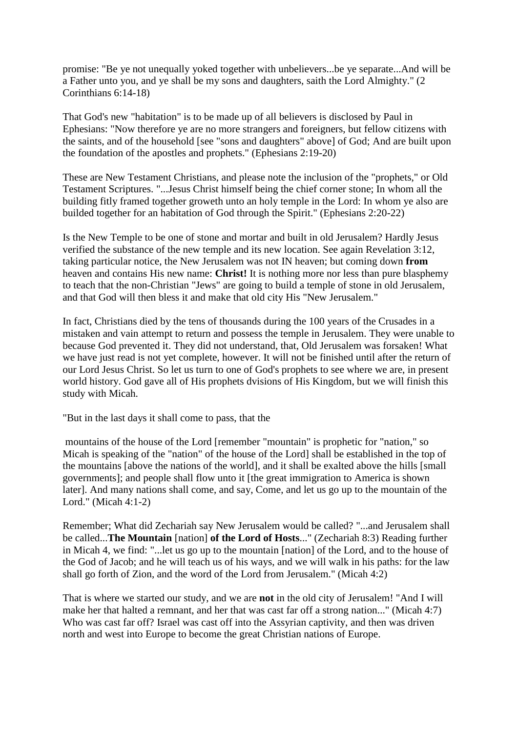promise: "Be ye not unequally yoked together with unbelievers...be ye separate...And will be a Father unto you, and ye shall be my sons and daughters, saith the Lord Almighty." (2 Corinthians 6:14-18)

That God's new "habitation" is to be made up of all believers is disclosed by Paul in Ephesians: "Now therefore ye are no more strangers and foreigners, but fellow citizens with the saints, and of the household [see "sons and daughters" above] of God; And are built upon the foundation of the apostles and prophets." (Ephesians 2:19-20)

These are New Testament Christians, and please note the inclusion of the "prophets," or Old Testament Scriptures. "...Jesus Christ himself being the chief corner stone; In whom all the building fitly framed together groweth unto an holy temple in the Lord: In whom ye also are builded together for an habitation of God through the Spirit." (Ephesians 2:20-22)

Is the New Temple to be one of stone and mortar and built in old Jerusalem? Hardly Jesus verified the substance of the new temple and its new location. See again Revelation 3:12, taking particular notice, the New Jerusalem was not IN heaven; but coming down **from** heaven and contains His new name: **Christ!** It is nothing more nor less than pure blasphemy to teach that the non-Christian "Jews" are going to build a temple of stone in old Jerusalem, and that God will then bless it and make that old city His "New Jerusalem."

In fact, Christians died by the tens of thousands during the 100 years of the Crusades in a mistaken and vain attempt to return and possess the temple in Jerusalem. They were unable to because God prevented it. They did not understand, that, Old Jerusalem was forsaken! What we have just read is not yet complete, however. It will not be finished until after the return of our Lord Jesus Christ. So let us turn to one of God's prophets to see where we are, in present world history. God gave all of His prophets dvisions of His Kingdom, but we will finish this study with Micah.

"But in the last days it shall come to pass, that the

mountains of the house of the Lord [remember "mountain" is prophetic for "nation," so Micah is speaking of the "nation" of the house of the Lord] shall be established in the top of the mountains [above the nations of the world], and it shall be exalted above the hills [small governments]; and people shall flow unto it [the great immigration to America is shown later]. And many nations shall come, and say, Come, and let us go up to the mountain of the Lord." (Micah 4:1-2)

Remember; What did Zechariah say New Jerusalem would be called? "...and Jerusalem shall be called...**The Mountain** [nation] **of the Lord of Hosts**..." (Zechariah 8:3) Reading further in Micah 4, we find: "...let us go up to the mountain [nation] of the Lord, and to the house of the God of Jacob; and he will teach us of his ways, and we will walk in his paths: for the law shall go forth of Zion, and the word of the Lord from Jerusalem." (Micah 4:2)

That is where we started our study, and we are **not** in the old city of Jerusalem! "And I will make her that halted a remnant, and her that was cast far off a strong nation..." (Micah 4:7) Who was cast far off? Israel was cast off into the Assyrian captivity, and then was driven north and west into Europe to become the great Christian nations of Europe.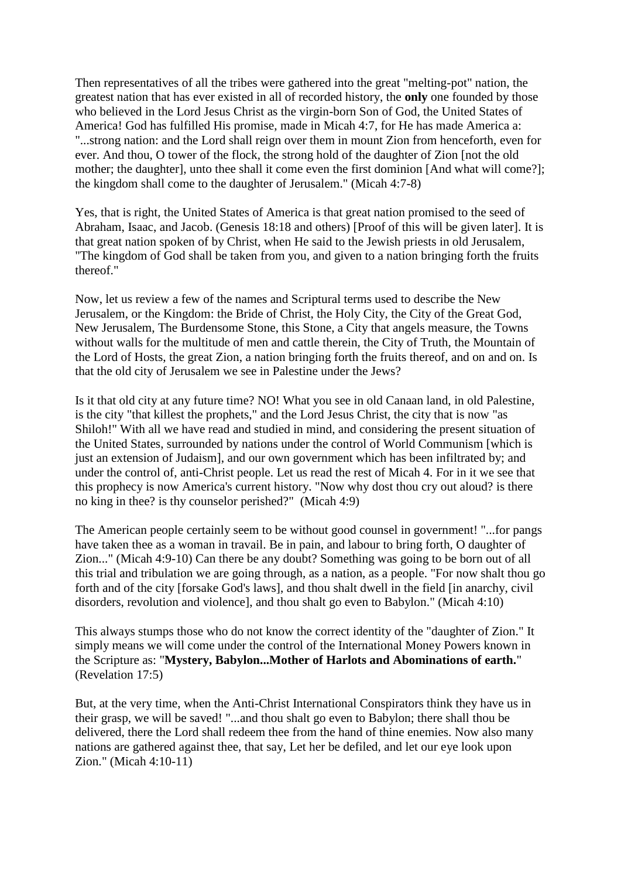Then representatives of all the tribes were gathered into the great "melting-pot" nation, the greatest nation that has ever existed in all of recorded history, the **only** one founded by those who believed in the Lord Jesus Christ as the virgin-born Son of God, the United States of America! God has fulfilled His promise, made in Micah 4:7, for He has made America a: "...strong nation: and the Lord shall reign over them in mount Zion from henceforth, even for ever. And thou, O tower of the flock, the strong hold of the daughter of Zion [not the old mother; the daughter], unto thee shall it come even the first dominion [And what will come?]; the kingdom shall come to the daughter of Jerusalem." (Micah 4:7-8)

Yes, that is right, the United States of America is that great nation promised to the seed of Abraham, Isaac, and Jacob. (Genesis 18:18 and others) [Proof of this will be given later]. It is that great nation spoken of by Christ, when He said to the Jewish priests in old Jerusalem, "The kingdom of God shall be taken from you, and given to a nation bringing forth the fruits thereof."

Now, let us review a few of the names and Scriptural terms used to describe the New Jerusalem, or the Kingdom: the Bride of Christ, the Holy City, the City of the Great God, New Jerusalem, The Burdensome Stone, this Stone, a City that angels measure, the Towns without walls for the multitude of men and cattle therein, the City of Truth, the Mountain of the Lord of Hosts, the great Zion, a nation bringing forth the fruits thereof, and on and on. Is that the old city of Jerusalem we see in Palestine under the Jews?

Is it that old city at any future time? NO! What you see in old Canaan land, in old Palestine, is the city "that killest the prophets," and the Lord Jesus Christ, the city that is now "as Shiloh!" With all we have read and studied in mind, and considering the present situation of the United States, surrounded by nations under the control of World Communism [which is just an extension of Judaism], and our own government which has been infiltrated by; and under the control of, anti-Christ people. Let us read the rest of Micah 4. For in it we see that this prophecy is now America's current history. "Now why dost thou cry out aloud? is there no king in thee? is thy counselor perished?" (Micah 4:9)

The American people certainly seem to be without good counsel in government! "...for pangs have taken thee as a woman in travail. Be in pain, and labour to bring forth, O daughter of Zion..." (Micah 4:9-10) Can there be any doubt? Something was going to be born out of all this trial and tribulation we are going through, as a nation, as a people. "For now shalt thou go forth and of the city [forsake God's laws], and thou shalt dwell in the field [in anarchy, civil disorders, revolution and violence], and thou shalt go even to Babylon." (Micah 4:10)

This always stumps those who do not know the correct identity of the "daughter of Zion." It simply means we will come under the control of the International Money Powers known in the Scripture as: "**Mystery, Babylon...Mother of Harlots and Abominations of earth.**" (Revelation 17:5)

But, at the very time, when the Anti-Christ International Conspirators think they have us in their grasp, we will be saved! "...and thou shalt go even to Babylon; there shall thou be delivered, there the Lord shall redeem thee from the hand of thine enemies. Now also many nations are gathered against thee, that say, Let her be defiled, and let our eye look upon Zion." (Micah 4:10-11)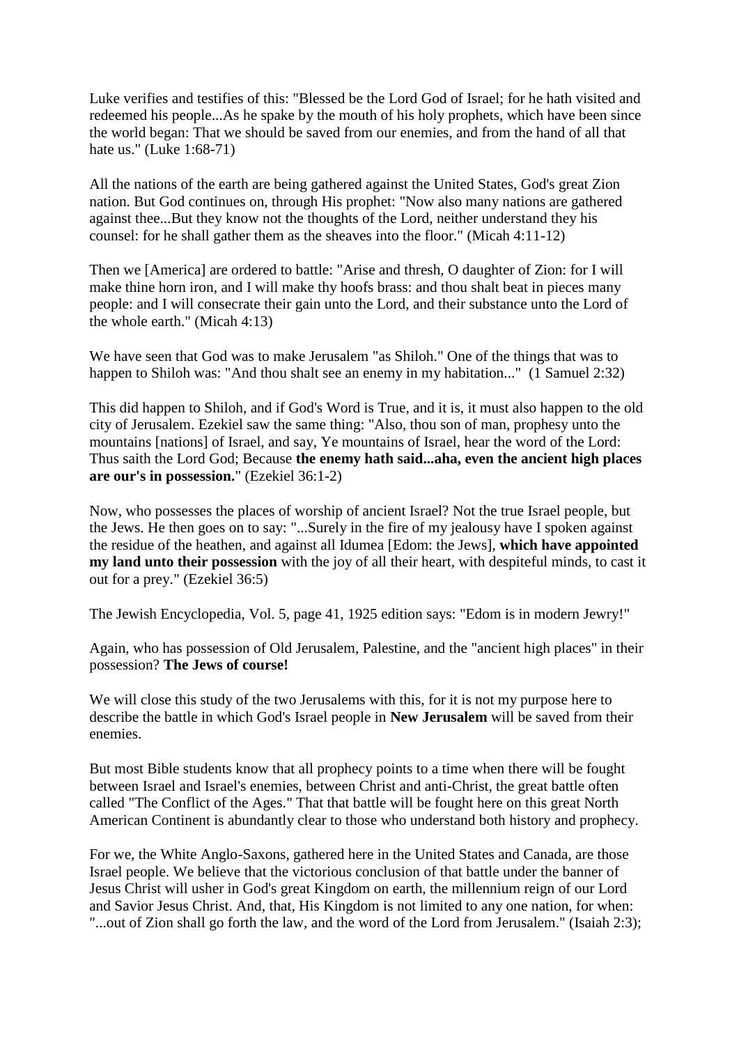Luke verifies and testifies of this: "Blessed be the Lord God of Israel; for he hath visited and redeemed his people...As he spake by the mouth of his holy prophets, which have been since the world began: That we should be saved from our enemies, and from the hand of all that hate us." (Luke 1:68-71)

All the nations of the earth are being gathered against the United States, God's great Zion nation. But God continues on, through His prophet: "Now also many nations are gathered against thee...But they know not the thoughts of the Lord, neither understand they his counsel: for he shall gather them as the sheaves into the floor." (Micah 4:11-12)

Then we [America] are ordered to battle: "Arise and thresh, O daughter of Zion: for I will make thine horn iron, and I will make thy hoofs brass: and thou shalt beat in pieces many people: and I will consecrate their gain unto the Lord, and their substance unto the Lord of the whole earth." (Micah 4:13)

We have seen that God was to make Jerusalem "as Shiloh." One of the things that was to happen to Shiloh was: "And thou shalt see an enemy in my habitation..." (1 Samuel 2:32)

This did happen to Shiloh, and if God's Word is True, and it is, it must also happen to the old city of Jerusalem. Ezekiel saw the same thing: "Also, thou son of man, prophesy unto the mountains [nations] of Israel, and say, Ye mountains of Israel, hear the word of the Lord: Thus saith the Lord God; Because **the enemy hath said...aha, even the ancient high places are our's in possession.**" (Ezekiel 36:1-2)

Now, who possesses the places of worship of ancient Israel? Not the true Israel people, but the Jews. He then goes on to say: "...Surely in the fire of my jealousy have I spoken against the residue of the heathen, and against all Idumea [Edom: the Jews], **which have appointed my land unto their possession** with the joy of all their heart, with despiteful minds, to cast it out for a prey." (Ezekiel 36:5)

The Jewish Encyclopedia, Vol. 5, page 41, 1925 edition says: "Edom is in modern Jewry!"

Again, who has possession of Old Jerusalem, Palestine, and the "ancient high places" in their possession? **The Jews of course!**

We will close this study of the two Jerusalems with this, for it is not my purpose here to describe the battle in which God's Israel people in **New Jerusalem** will be saved from their enemies.

But most Bible students know that all prophecy points to a time when there will be fought between Israel and Israel's enemies, between Christ and anti-Christ, the great battle often called "The Conflict of the Ages." That that battle will be fought here on this great North American Continent is abundantly clear to those who understand both history and prophecy.

For we, the White Anglo-Saxons, gathered here in the United States and Canada, are those Israel people. We believe that the victorious conclusion of that battle under the banner of Jesus Christ will usher in God's great Kingdom on earth, the millennium reign of our Lord and Savior Jesus Christ. And, that, His Kingdom is not limited to any one nation, for when: "...out of Zion shall go forth the law, and the word of the Lord from Jerusalem." (Isaiah 2:3);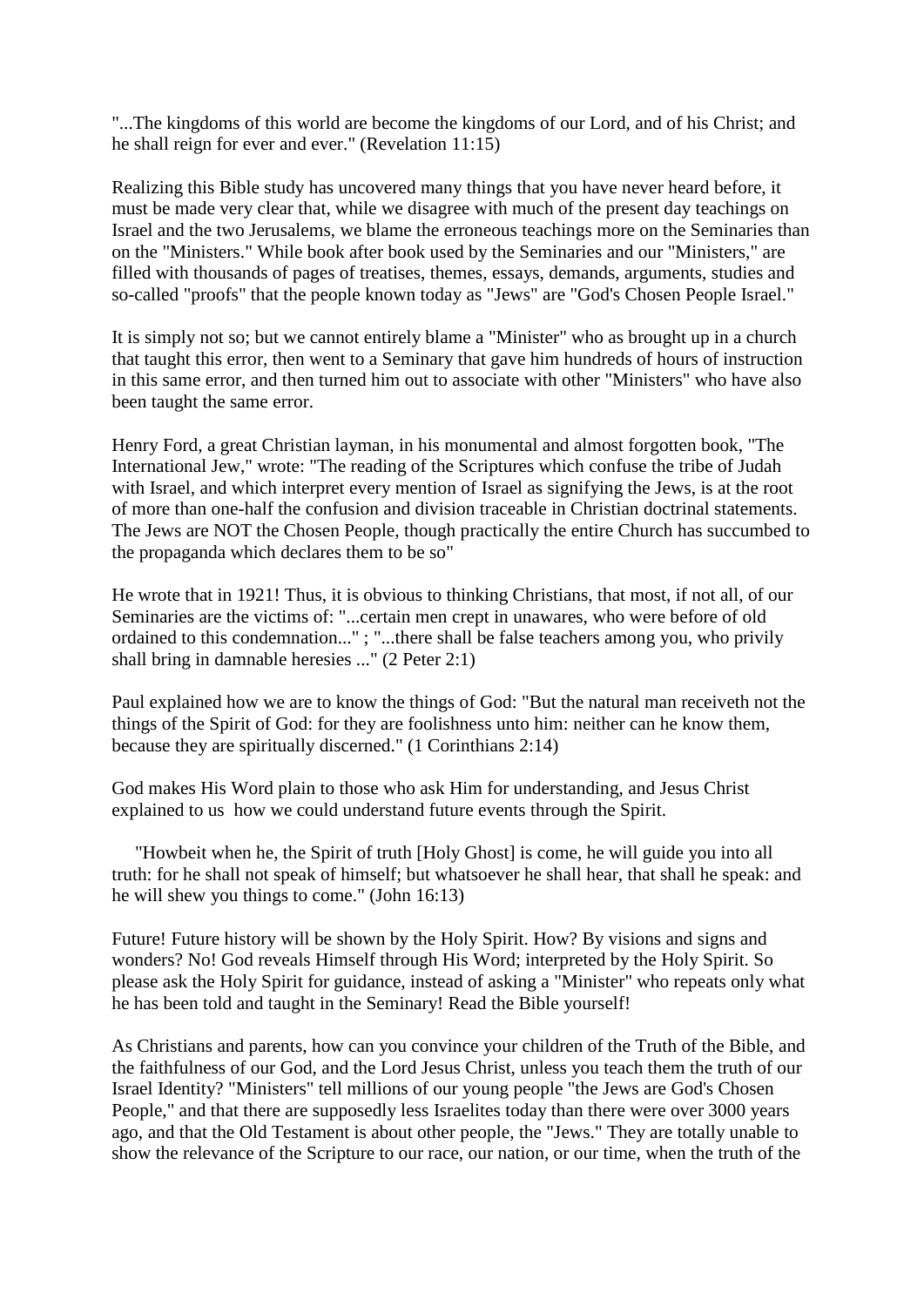"...The kingdoms of this world are become the kingdoms of our Lord, and of his Christ; and he shall reign for ever and ever." (Revelation 11:15)

Realizing this Bible study has uncovered many things that you have never heard before, it must be made very clear that, while we disagree with much of the present day teachings on Israel and the two Jerusalems, we blame the erroneous teachings more on the Seminaries than on the "Ministers." While book after book used by the Seminaries and our "Ministers," are filled with thousands of pages of treatises, themes, essays, demands, arguments, studies and so-called "proofs" that the people known today as "Jews" are "God's Chosen People Israel."

It is simply not so; but we cannot entirely blame a "Minister" who as brought up in a church that taught this error, then went to a Seminary that gave him hundreds of hours of instruction in this same error, and then turned him out to associate with other "Ministers" who have also been taught the same error.

Henry Ford, a great Christian layman, in his monumental and almost forgotten book, "The International Jew," wrote: "The reading of the Scriptures which confuse the tribe of Judah with Israel, and which interpret every mention of Israel as signifying the Jews, is at the root of more than one-half the confusion and division traceable in Christian doctrinal statements. The Jews are NOT the Chosen People, though practically the entire Church has succumbed to the propaganda which declares them to be so"

He wrote that in 1921! Thus, it is obvious to thinking Christians, that most, if not all, of our Seminaries are the victims of: "...certain men crept in unawares, who were before of old ordained to this condemnation..." ; "...there shall be false teachers among you, who privily shall bring in damnable heresies ..." (2 Peter 2:1)

Paul explained how we are to know the things of God: "But the natural man receiveth not the things of the Spirit of God: for they are foolishness unto him: neither can he know them, because they are spiritually discerned." (1 Corinthians 2:14)

God makes His Word plain to those who ask Him for understanding, and Jesus Christ explained to us how we could understand future events through the Spirit.

"Howbeit when he, the Spirit of truth [Holy Ghost] is come, he will guide you into all truth: for he shall not speak of himself; but whatsoever he shall hear, that shall he speak: and he will shew you things to come." (John 16:13)

Future! Future history will be shown by the Holy Spirit. How? By visions and signs and wonders? No! God reveals Himself through His Word; interpreted by the Holy Spirit. So please ask the Holy Spirit for guidance, instead of asking a "Minister" who repeats only what he has been told and taught in the Seminary! Read the Bible yourself!

As Christians and parents, how can you convince your children of the Truth of the Bible, and the faithfulness of our God, and the Lord Jesus Christ, unless you teach them the truth of our Israel Identity? "Ministers" tell millions of our young people "the Jews are God's Chosen People," and that there are supposedly less Israelites today than there were over 3000 years ago, and that the Old Testament is about other people, the "Jews." They are totally unable to show the relevance of the Scripture to our race, our nation, or our time, when the truth of the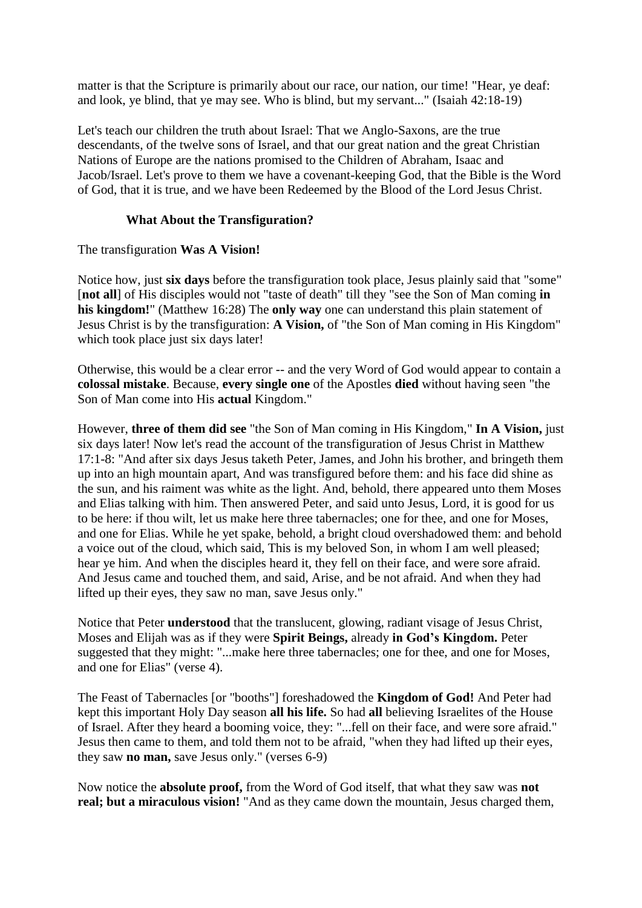matter is that the Scripture is primarily about our race, our nation, our time! "Hear, ye deaf: and look, ye blind, that ye may see. Who is blind, but my servant..." (Isaiah 42:18-19)

Let's teach our children the truth about Israel: That we Anglo-Saxons, are the true descendants, of the twelve sons of Israel, and that our great nation and the great Christian Nations of Europe are the nations promised to the Children of Abraham, Isaac and Jacob/Israel. Let's prove to them we have a covenant-keeping God, that the Bible is the Word of God, that it is true, and we have been Redeemed by the Blood of the Lord Jesus Christ.

### What About the Transfiguration?

The transfiguration **Was A Vision!**

Notice how, just **six days** before the transfiguration took place, Jesus plainly said that "some" [**not all**] of His disciples would not "taste of death" till they "see the Son of Man coming **in his kingdom!**" (Matthew 16:28) The **only way** one can understand this plain statement of Jesus Christ is by the transfiguration: **A Vision,** of "the Son of Man coming in His Kingdom" which took place just six days later!

Otherwise, this would be a clear error -- and the very Word of God would appear to contain a **colossal mistake**. Because, **every single one** of the Apostles **died** without having seen "the Son of Man come into His **actual** Kingdom."

However, **three of them did see** "the Son of Man coming in His Kingdom," **In A Vision,** just six days later! Now let's read the account of the transfiguration of Jesus Christ in Matthew 17:1-8: "And after six days Jesus taketh Peter, James, and John his brother, and bringeth them up into an high mountain apart, And was transfigured before them: and his face did shine as the sun, and his raiment was white as the light. And, behold, there appeared unto them Moses and Elias talking with him. Then answered Peter, and said unto Jesus, Lord, it is good for us to be here: if thou wilt, let us make here three tabernacles; one for thee, and one for Moses, and one for Elias. While he yet spake, behold, a bright cloud overshadowed them: and behold a voice out of the cloud, which said, This is my beloved Son, in whom I am well pleased; hear ye him. And when the disciples heard it, they fell on their face, and were sore afraid. And Jesus came and touched them, and said, Arise, and be not afraid. And when they had lifted up their eyes, they saw no man, save Jesus only."

Notice that Peter **understood** that the translucent, glowing, radiant visage of Jesus Christ, Moses and Elijah was as if they were **Spirit Beings,** already **in God's Kingdom.** Peter suggested that they might: "...make here three tabernacles; one for thee, and one for Moses, and one for Elias" (verse 4).

The Feast of Tabernacles [or "booths"] foreshadowed the **Kingdom of God!** And Peter had kept this important Holy Day season **all his life.** So had **all** believing Israelites of the House of Israel. After they heard a booming voice, they: "...fell on their face, and were sore afraid." Jesus then came to them, and told them not to be afraid, "when they had lifted up their eyes, they saw **no man,** save Jesus only." (verses 6-9)

Now notice the **absolute proof,** from the Word of God itself, that what they saw was **not real; but a miraculous vision!** "And as they came down the mountain, Jesus charged them,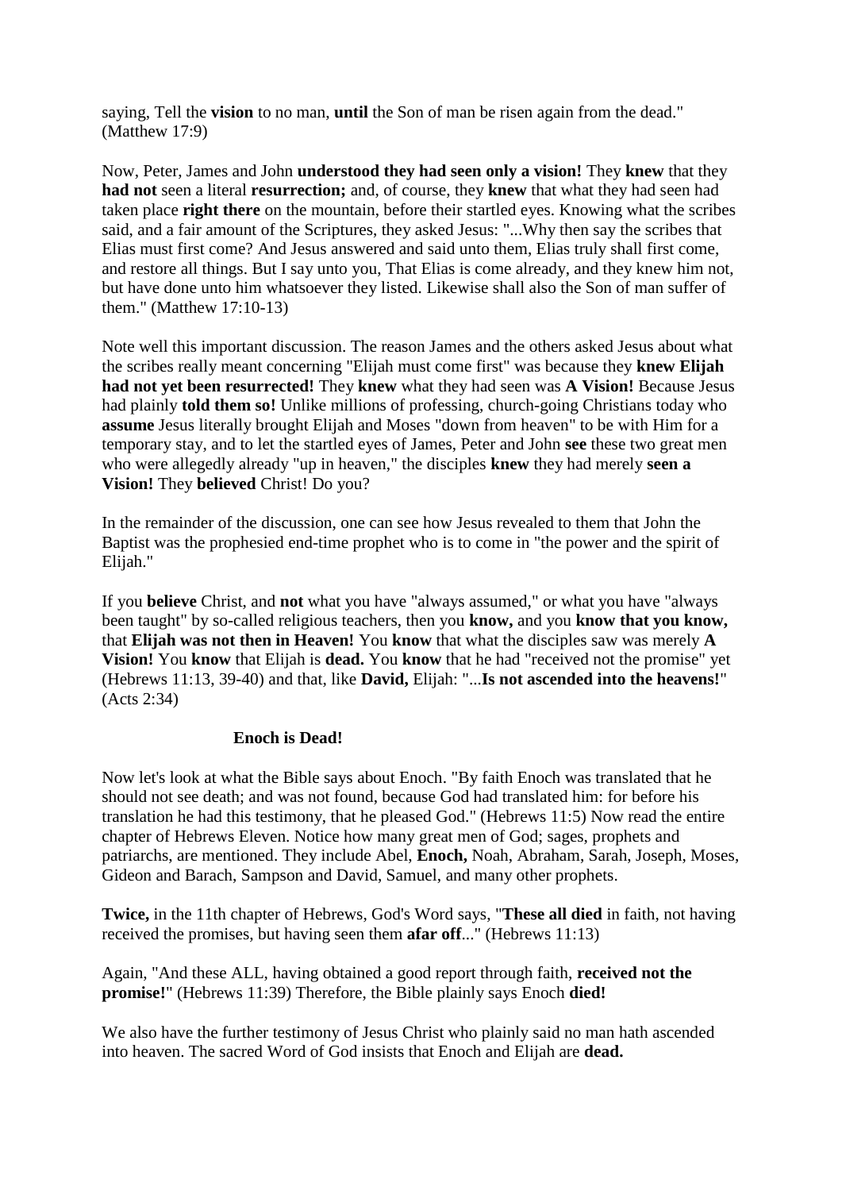saying, Tell the **vision** to no man, **until** the Son of man be risen again from the dead." (Matthew 17:9)

Now, Peter, James and John **understood they had seen only a vision!** They **knew** that they **had not** seen a literal **resurrection;** and, of course, they **knew** that what they had seen had taken place **right there** on the mountain, before their startled eyes. Knowing what the scribes said, and a fair amount of the Scriptures, they asked Jesus: "...Why then say the scribes that Elias must first come? And Jesus answered and said unto them, Elias truly shall first come, and restore all things. But I say unto you, That Elias is come already, and they knew him not, but have done unto him whatsoever they listed. Likewise shall also the Son of man suffer of them." (Matthew 17:10-13)

Note well this important discussion. The reason James and the others asked Jesus about what the scribes really meant concerning "Elijah must come first" was because they **knew Elijah had not yet been resurrected!** They **knew** what they had seen was **A Vision!** Because Jesus had plainly **told them so!** Unlike millions of professing, church-going Christians today who **assume** Jesus literally brought Elijah and Moses "down from heaven" to be with Him for a temporary stay, and to let the startled eyes of James, Peter and John **see** these two great men who were allegedly already "up in heaven," the disciples **knew** they had merely **seen a Vision!** They **believed** Christ! Do you?

In the remainder of the discussion, one can see how Jesus revealed to them that John the Baptist was the prophesied end-time prophet who is to come in "the power and the spirit of Elijah."

If you **believe** Christ, and **not** what you have "always assumed," or what you have "always been taught" by so-called religious teachers, then you **know,** and you **know that you know,** that **Elijah was not then in Heaven!** You **know** that what the disciples saw was merely **A Vision!** You **know** that Elijah is **dead.** You **know** that he had "received not the promise" yet (Hebrews 11:13, 39-40) and that, like **David,** Elijah: "...**Is not ascended into the heavens!**" (Acts 2:34)

## Enoch is Dead!

Now let's look at what the Bible says about Enoch. "By faith Enoch was translated that he should not see death; and was not found, because God had translated him: for before his translation he had this testimony, that he pleased God." (Hebrews 11:5) Now read the entire chapter of Hebrews Eleven. Notice how many great men of God; sages, prophets and patriarchs, are mentioned. They include Abel, **Enoch,** Noah, Abraham, Sarah, Joseph, Moses, Gideon and Barach, Sampson and David, Samuel, and many other prophets.

**Twice,** in the 11th chapter of Hebrews, God's Word says, "**These all died** in faith, not having received the promises, but having seen them **afar off**..." (Hebrews 11:13)

Again, "And these ALL, having obtained a good report through faith, **received not the promise!**" (Hebrews 11:39) Therefore, the Bible plainly says Enoch **died!**

We also have the further testimony of Jesus Christ who plainly said no man hath ascended into heaven. The sacred Word of God insists that Enoch and Elijah are **dead.**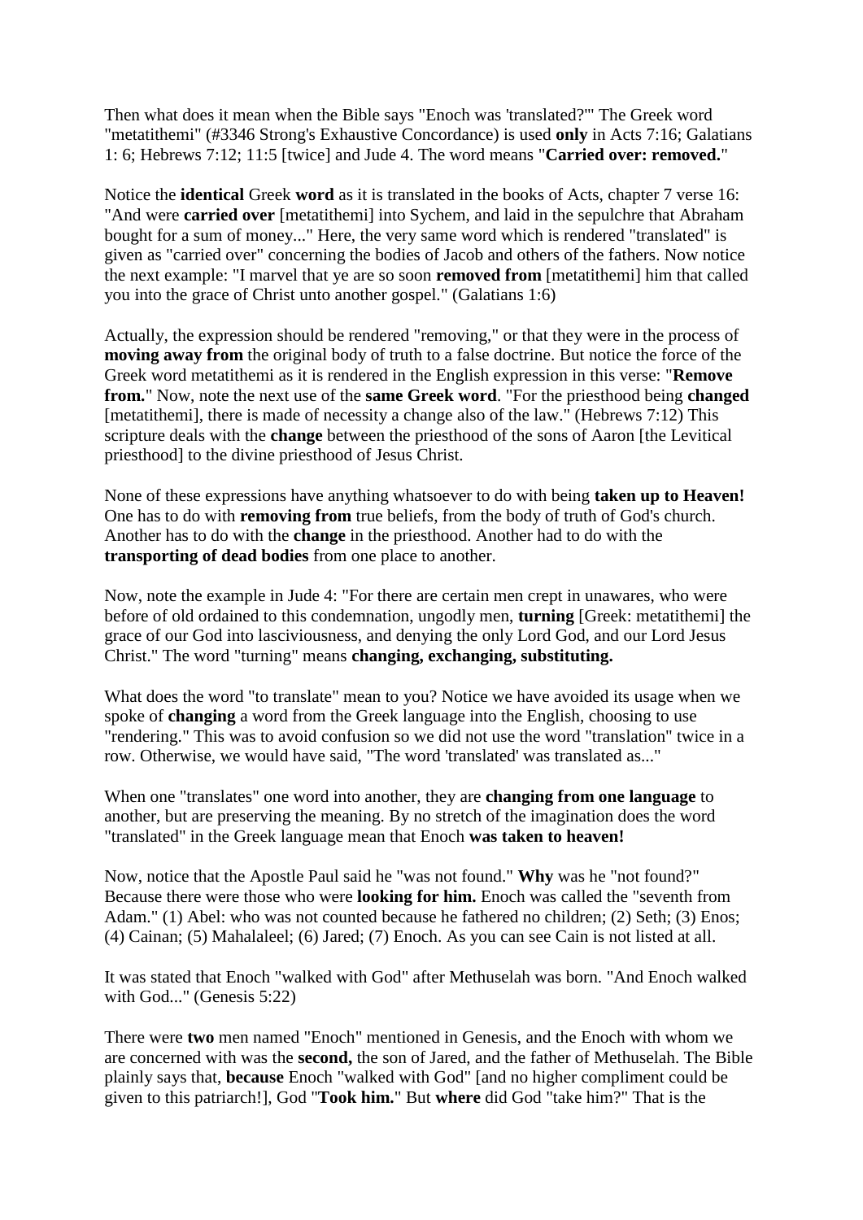Then what does it mean when the Bible says "Enoch was 'translated?'" The Greek word "metatithemi" (#3346 Strong's Exhaustive Concordance) is used **only** in Acts 7:16; Galatians 1: 6; Hebrews 7:12; 11:5 [twice] and Jude 4. The word means "**Carried over: removed.**"

Notice the **identical** Greek **word** as it is translated in the books of Acts, chapter 7 verse 16: "And were **carried over** [metatithemi] into Sychem, and laid in the sepulchre that Abraham bought for a sum of money..." Here, the very same word which is rendered "translated" is given as "carried over" concerning the bodies of Jacob and others of the fathers. Now notice the next example: "I marvel that ye are so soon **removed from** [metatithemi] him that called you into the grace of Christ unto another gospel." (Galatians 1:6)

Actually, the expression should be rendered "removing," or that they were in the process of **moving away from** the original body of truth to a false doctrine. But notice the force of the Greek word metatithemi as it is rendered in the English expression in this verse: "**Remove from.**" Now, note the next use of the **same Greek word**. "For the priesthood being **changed** [metatithemi], there is made of necessity a change also of the law." (Hebrews 7:12) This scripture deals with the **change** between the priesthood of the sons of Aaron [the Levitical priesthood] to the divine priesthood of Jesus Christ.

None of these expressions have anything whatsoever to do with being **taken up to Heaven!** One has to do with **removing from** true beliefs, from the body of truth of God's church. Another has to do with the **change** in the priesthood. Another had to do with the **transporting of dead bodies** from one place to another.

Now, note the example in Jude 4: "For there are certain men crept in unawares, who were before of old ordained to this condemnation, ungodly men, **turning** [Greek: metatithemi] the grace of our God into lasciviousness, and denying the only Lord God, and our Lord Jesus Christ." The word "turning" means **changing, exchanging, substituting.**

What does the word "to translate" mean to you? Notice we have avoided its usage when we spoke of **changing** a word from the Greek language into the English, choosing to use "rendering." This was to avoid confusion so we did not use the word "translation" twice in a row. Otherwise, we would have said, "The word 'translated' was translated as..."

When one "translates" one word into another, they are **changing from one language** to another, but are preserving the meaning. By no stretch of the imagination does the word "translated" in the Greek language mean that Enoch **was taken to heaven!**

Now, notice that the Apostle Paul said he "was not found." **Why** was he "not found?" Because there were those who were **looking for him.** Enoch was called the "seventh from Adam." (1) Abel: who was not counted because he fathered no children; (2) Seth; (3) Enos; (4) Cainan; (5) Mahalaleel; (6) Jared; (7) Enoch. As you can see Cain is not listed at all.

It was stated that Enoch "walked with God" after Methuselah was born. "And Enoch walked with God..." (Genesis 5:22)

There were **two** men named "Enoch" mentioned in Genesis, and the Enoch with whom we are concerned with was the **second,** the son of Jared, and the father of Methuselah. The Bible plainly says that, **because** Enoch "walked with God" [and no higher compliment could be given to this patriarch!], God "**Took him.**" But **where** did God "take him?" That is the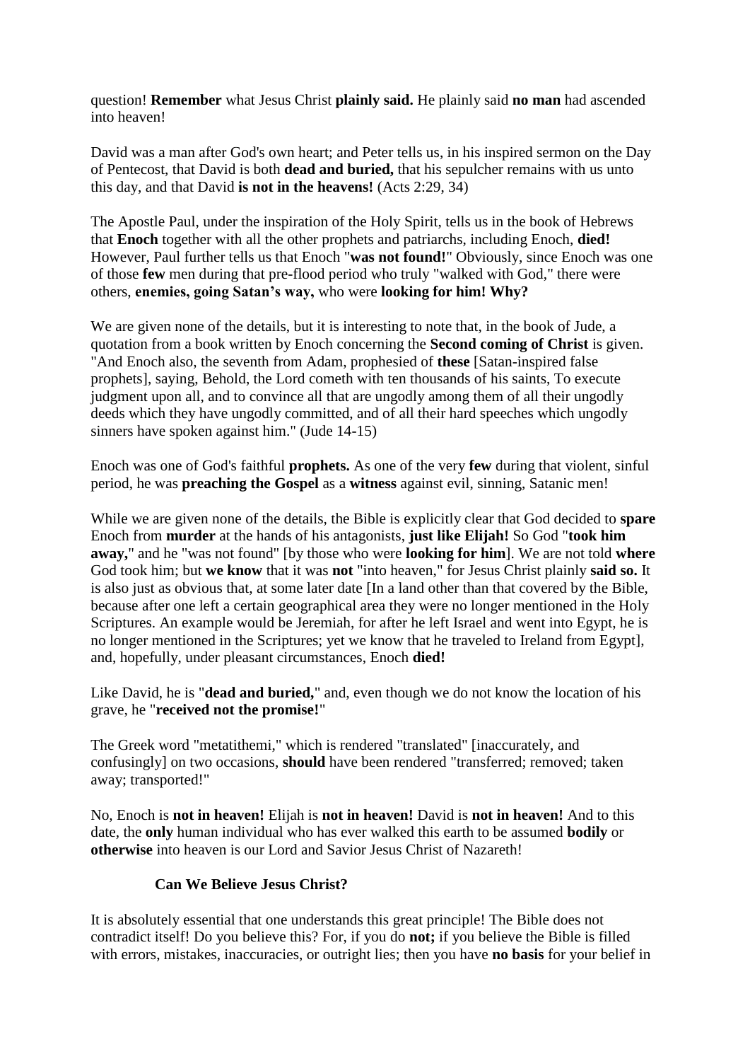question! **Remember** what Jesus Christ **plainly said.** He plainly said **no man** had ascended into heaven!

David was a man after God's own heart; and Peter tells us, in his inspired sermon on the Day of Pentecost, that David is both **dead and buried,** that his sepulcher remains with us unto this day, and that David **is not in the heavens!** (Acts 2:29, 34)

The Apostle Paul, under the inspiration of the Holy Spirit, tells us in the book of Hebrews that **Enoch** together with all the other prophets and patriarchs, including Enoch, **died!** However, Paul further tells us that Enoch "**was not found!**" Obviously, since Enoch was one of those **few** men during that pre-flood period who truly "walked with God," there were others, **enemies, going Satan's way,** who were **looking for him! Why?**

We are given none of the details, but it is interesting to note that, in the book of Jude, a quotation from a book written by Enoch concerning the **Second coming of Christ** is given. "And Enoch also, the seventh from Adam, prophesied of **these** [Satan-inspired false prophets], saying, Behold, the Lord cometh with ten thousands of his saints, To execute judgment upon all, and to convince all that are ungodly among them of all their ungodly deeds which they have ungodly committed, and of all their hard speeches which ungodly sinners have spoken against him." (Jude 14-15)

Enoch was one of God's faithful **prophets.** As one of the very **few** during that violent, sinful period, he was **preaching the Gospel** as a **witness** against evil, sinning, Satanic men!

While we are given none of the details, the Bible is explicitly clear that God decided to **spare** Enoch from **murder** at the hands of his antagonists, **just like Elijah!** So God "**took him away,**" and he "was not found" [by those who were **looking for him**]. We are not told **where** God took him; but **we know** that it was **not** "into heaven," for Jesus Christ plainly **said so.** It is also just as obvious that, at some later date [In a land other than that covered by the Bible, because after one left a certain geographical area they were no longer mentioned in the Holy Scriptures. An example would be Jeremiah, for after he left Israel and went into Egypt, he is no longer mentioned in the Scriptures; yet we know that he traveled to Ireland from Egypt], and, hopefully, under pleasant circumstances, Enoch **died!**

Like David, he is "**dead and buried,**" and, even though we do not know the location of his grave, he "**received not the promise!**"

The Greek word "metatithemi," which is rendered "translated" [inaccurately, and confusingly] on two occasions, **should** have been rendered "transferred; removed; taken away; transported!"

No, Enoch is **not in heaven!** Elijah is **not in heaven!** David is **not in heaven!** And to this date, the **only** human individual who has ever walked this earth to be assumed **bodily** or **otherwise** into heaven is our Lord and Savior Jesus Christ of Nazareth!

### Can We Believe Jesus Christ?

It is absolutely essential that one understands this great principle! The Bible does not contradict itself! Do you believe this? For, if you do **not;** if you believe the Bible is filled with errors, mistakes, inaccuracies, or outright lies; then you have **no basis** for your belief in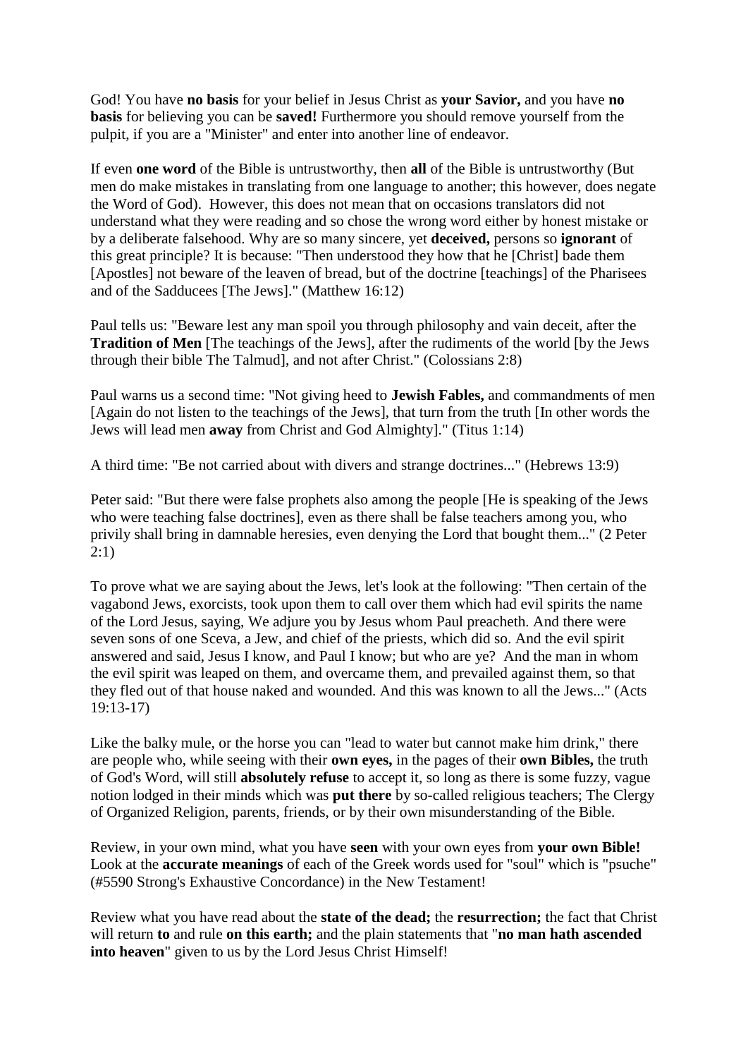God! You have **no basis** for your belief in Jesus Christ as **your Savior,** and you have **no basis** for believing you can be **saved!** Furthermore you should remove yourself from the pulpit, if you are a "Minister" and enter into another line of endeavor.

If even **one word** of the Bible is untrustworthy, then **all** of the Bible is untrustworthy (But men do make mistakes in translating from one language to another; this however, does negate the Word of God). However, this does not mean that on occasions translators did not understand what they were reading and so chose the wrong word either by honest mistake or by a deliberate falsehood. Why are so many sincere, yet **deceived,** persons so **ignorant** of this great principle? It is because: "Then understood they how that he [Christ] bade them [Apostles] not beware of the leaven of bread, but of the doctrine [teachings] of the Pharisees and of the Sadducees [The Jews]." (Matthew 16:12)

Paul tells us: "Beware lest any man spoil you through philosophy and vain deceit, after the **Tradition of Men** [The teachings of the Jews], after the rudiments of the world [by the Jews through their bible The Talmud], and not after Christ." (Colossians 2:8)

Paul warns us a second time: "Not giving heed to **Jewish Fables,** and commandments of men [Again do not listen to the teachings of the Jews], that turn from the truth [In other words the Jews will lead men **away** from Christ and God Almighty]." (Titus 1:14)

A third time: "Be not carried about with divers and strange doctrines..." (Hebrews 13:9)

Peter said: "But there were false prophets also among the people [He is speaking of the Jews who were teaching false doctrines], even as there shall be false teachers among you, who privily shall bring in damnable heresies, even denying the Lord that bought them..." (2 Peter 2:1)

To prove what we are saying about the Jews, let's look at the following: "Then certain of the vagabond Jews, exorcists, took upon them to call over them which had evil spirits the name of the Lord Jesus, saying, We adjure you by Jesus whom Paul preacheth. And there were seven sons of one Sceva, a Jew, and chief of the priests, which did so. And the evil spirit answered and said, Jesus I know, and Paul I know; but who are ye? And the man in whom the evil spirit was leaped on them, and overcame them, and prevailed against them, so that they fled out of that house naked and wounded. And this was known to all the Jews..." (Acts 19:13-17)

Like the balky mule, or the horse you can "lead to water but cannot make him drink," there are people who, while seeing with their **own eyes,** in the pages of their **own Bibles,** the truth of God's Word, will still **absolutely refuse** to accept it, so long as there is some fuzzy, vague notion lodged in their minds which was **put there** by so-called religious teachers; The Clergy of Organized Religion, parents, friends, or by their own misunderstanding of the Bible.

Review, in your own mind, what you have **seen** with your own eyes from **your own Bible!** Look at the **accurate meanings** of each of the Greek words used for "soul" which is "psuche" (#5590 Strong's Exhaustive Concordance) in the New Testament!

Review what you have read about the **state of the dead;** the **resurrection;** the fact that Christ will return **to** and rule **on this earth;** and the plain statements that "**no man hath ascended into heaven**" given to us by the Lord Jesus Christ Himself!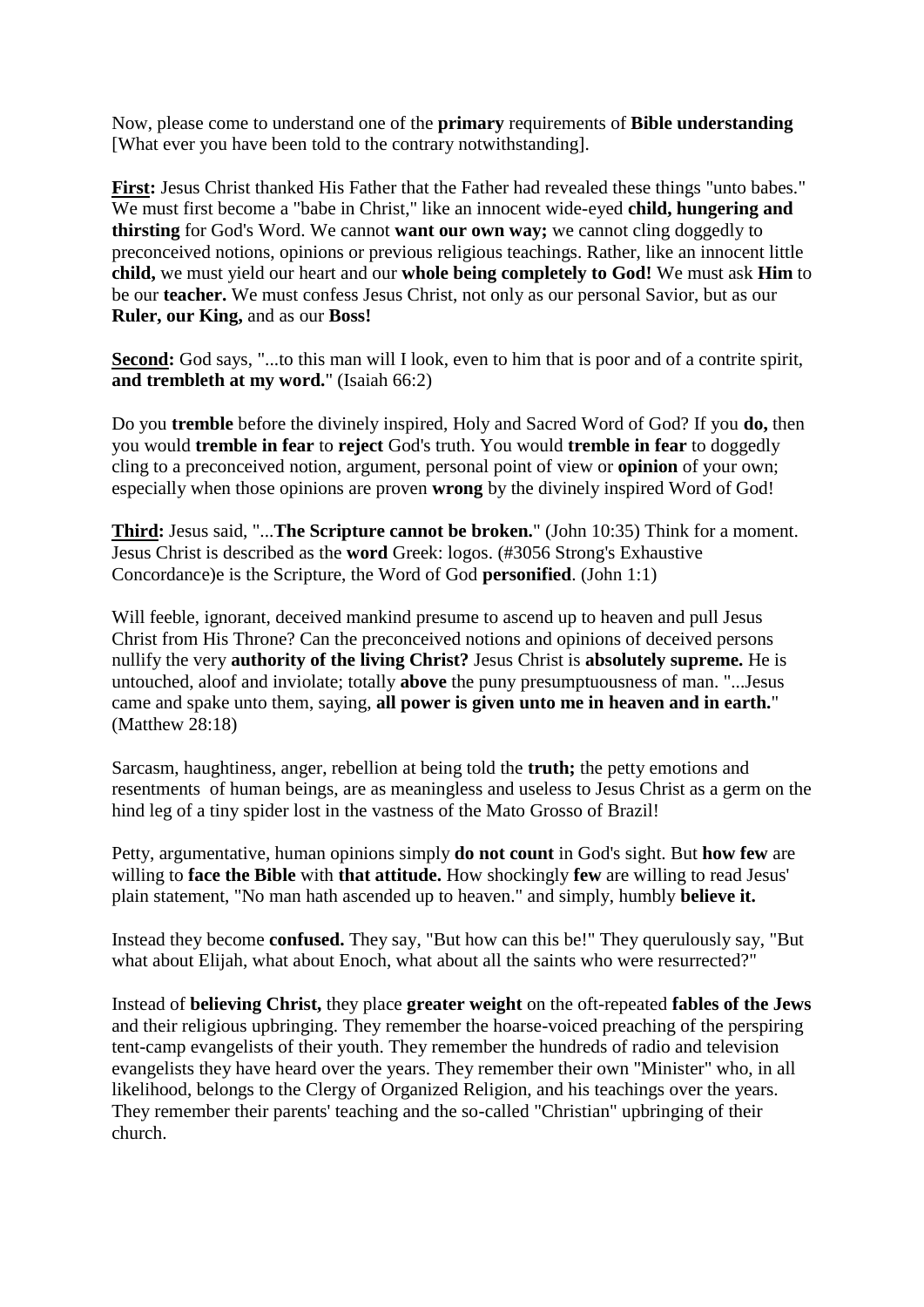Now, please come to understand one of the **primary** requirements of **Bible understanding** [What ever you have been told to the contrary notwithstanding].

**First:** Jesus Christ thanked His Father that the Father had revealed these things "unto babes." We must first become a "babe in Christ," like an innocent wide-eyed **child, hungering and thirsting** for God's Word. We cannot **want our own way;** we cannot cling doggedly to preconceived notions, opinions or previous religious teachings. Rather, like an innocent little **child,** we must yield our heart and our **whole being completely to God!** We must ask **Him** to be our **teacher.** We must confess Jesus Christ, not only as our personal Savior, but as our **Ruler, our King,** and as our **Boss!**

**Second:** God says, "...to this man will I look, even to him that is poor and of a contrite spirit, **and trembleth at my word.**" (Isaiah 66:2)

Do you **tremble** before the divinely inspired, Holy and Sacred Word of God? If you **do,** then you would **tremble in fear** to **reject** God's truth. You would **tremble in fear** to doggedly cling to a preconceived notion, argument, personal point of view or **opinion** of your own; especially when those opinions are proven **wrong** by the divinely inspired Word of God!

**Third:** Jesus said, "...**The Scripture cannot be broken.**" (John 10:35) Think for a moment. Jesus Christ is described as the **word** Greek: logos. (#3056 Strong's Exhaustive Concordance)e is the Scripture, the Word of God **personified**. (John 1:1)

Will feeble, ignorant, deceived mankind presume to ascend up to heaven and pull Jesus Christ from His Throne? Can the preconceived notions and opinions of deceived persons nullify the very **authority of the living Christ?** Jesus Christ is **absolutely supreme.** He is untouched, aloof and inviolate; totally **above** the puny presumptuousness of man. "...Jesus came and spake unto them, saying, **all power is given unto me in heaven and in earth.**" (Matthew 28:18)

Sarcasm, haughtiness, anger, rebellion at being told the **truth;** the petty emotions and resentments of human beings, are as meaningless and useless to Jesus Christ as a germ on the hind leg of a tiny spider lost in the vastness of the Mato Grosso of Brazil!

Petty, argumentative, human opinions simply **do not count** in God's sight. But **how few** are willing to **face the Bible** with **that attitude.** How shockingly **few** are willing to read Jesus' plain statement, "No man hath ascended up to heaven." and simply, humbly **believe it.**

Instead they become **confused.** They say, "But how can this be!" They querulously say, "But what about Elijah, what about Enoch, what about all the saints who were resurrected?"

Instead of **believing Christ,** they place **greater weight** on the oft-repeated **fables of the Jews** and their religious upbringing. They remember the hoarse-voiced preaching of the perspiring tent-camp evangelists of their youth. They remember the hundreds of radio and television evangelists they have heard over the years. They remember their own "Minister" who, in all likelihood, belongs to the Clergy of Organized Religion, and his teachings over the years. They remember their parents' teaching and the so-called "Christian" upbringing of their church.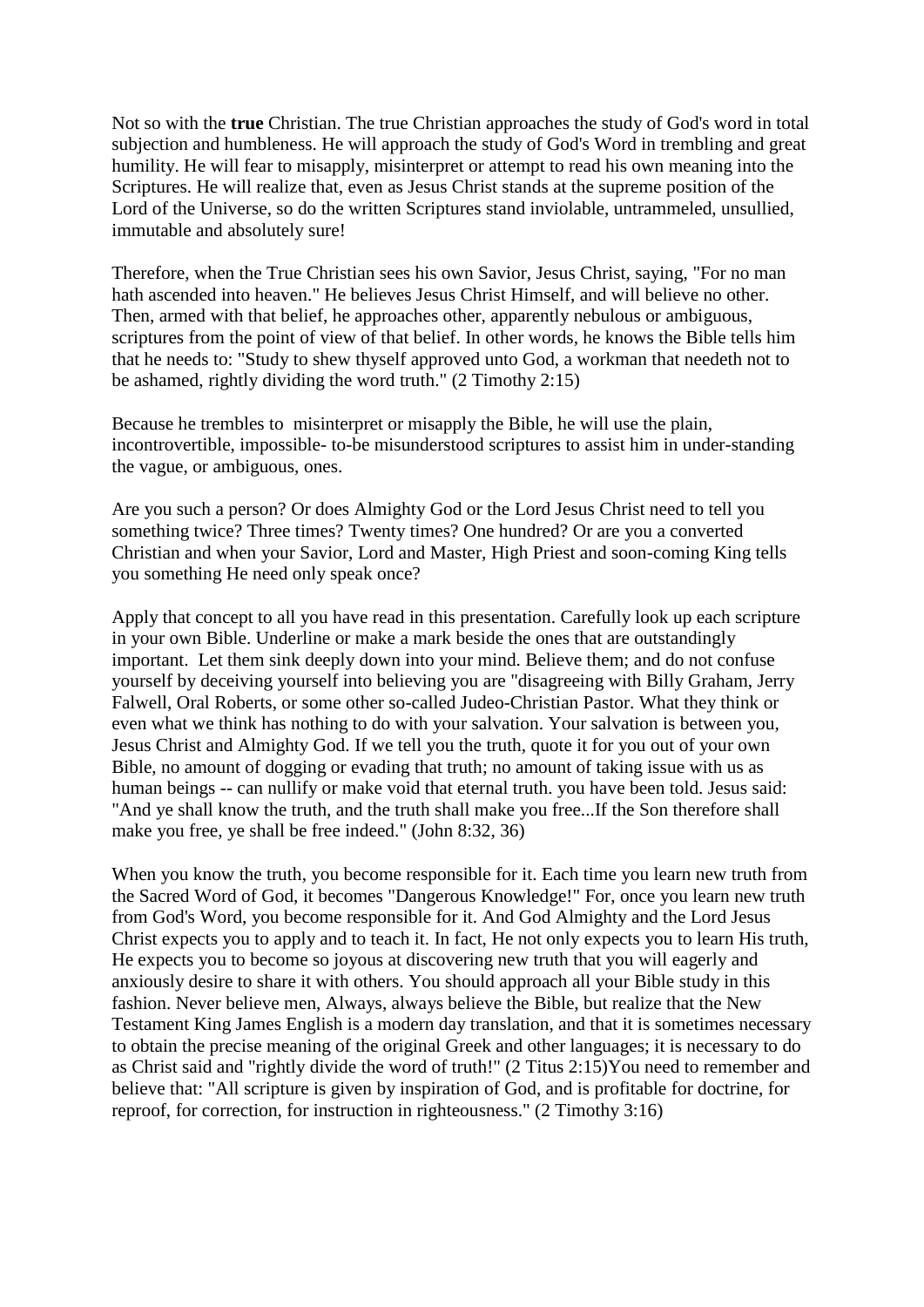Not so with the **true** Christian. The true Christian approaches the study of God's word in total subjection and humbleness. He will approach the study of God's Word in trembling and great humility. He will fear to misapply, misinterpret or attempt to read his own meaning into the Scriptures. He will realize that, even as Jesus Christ stands at the supreme position of the Lord of the Universe, so do the written Scriptures stand inviolable, untrammeled, unsullied, immutable and absolutely sure!

Therefore, when the True Christian sees his own Savior, Jesus Christ, saying, "For no man hath ascended into heaven." He believes Jesus Christ Himself, and will believe no other. Then, armed with that belief, he approaches other, apparently nebulous or ambiguous, scriptures from the point of view of that belief. In other words, he knows the Bible tells him that he needs to: "Study to shew thyself approved unto God, a workman that needeth not to be ashamed, rightly dividing the word truth." (2 Timothy 2:15)

Because he trembles to misinterpret or misapply the Bible, he will use the plain, incontrovertible, impossible- to-be misunderstood scriptures to assist him in under-standing the vague, or ambiguous, ones.

Are you such a person? Or does Almighty God or the Lord Jesus Christ need to tell you something twice? Three times? Twenty times? One hundred? Or are you a converted Christian and when your Savior, Lord and Master, High Priest and soon-coming King tells you something He need only speak once?

Apply that concept to all you have read in this presentation. Carefully look up each scripture in your own Bible. Underline or make a mark beside the ones that are outstandingly important. Let them sink deeply down into your mind. Believe them; and do not confuse yourself by deceiving yourself into believing you are "disagreeing with Billy Graham, Jerry Falwell, Oral Roberts, or some other so-called Judeo-Christian Pastor. What they think or even what we think has nothing to do with your salvation. Your salvation is between you, Jesus Christ and Almighty God. If we tell you the truth, quote it for you out of your own Bible, no amount of dogging or evading that truth; no amount of taking issue with us as human beings -- can nullify or make void that eternal truth. you have been told. Jesus said: "And ye shall know the truth, and the truth shall make you free...If the Son therefore shall make you free, ye shall be free indeed." (John 8:32, 36)

When you know the truth, you become responsible for it. Each time you learn new truth from the Sacred Word of God, it becomes "Dangerous Knowledge!" For, once you learn new truth from God's Word, you become responsible for it. And God Almighty and the Lord Jesus Christ expects you to apply and to teach it. In fact, He not only expects you to learn His truth, He expects you to become so joyous at discovering new truth that you will eagerly and anxiously desire to share it with others. You should approach all your Bible study in this fashion. Never believe men, Always, always believe the Bible, but realize that the New Testament King James English is a modern day translation, and that it is sometimes necessary to obtain the precise meaning of the original Greek and other languages; it is necessary to do as Christ said and "rightly divide the word of truth!" (2 Titus 2:15)You need to remember and believe that: "All scripture is given by inspiration of God, and is profitable for doctrine, for reproof, for correction, for instruction in righteousness." (2 Timothy 3:16)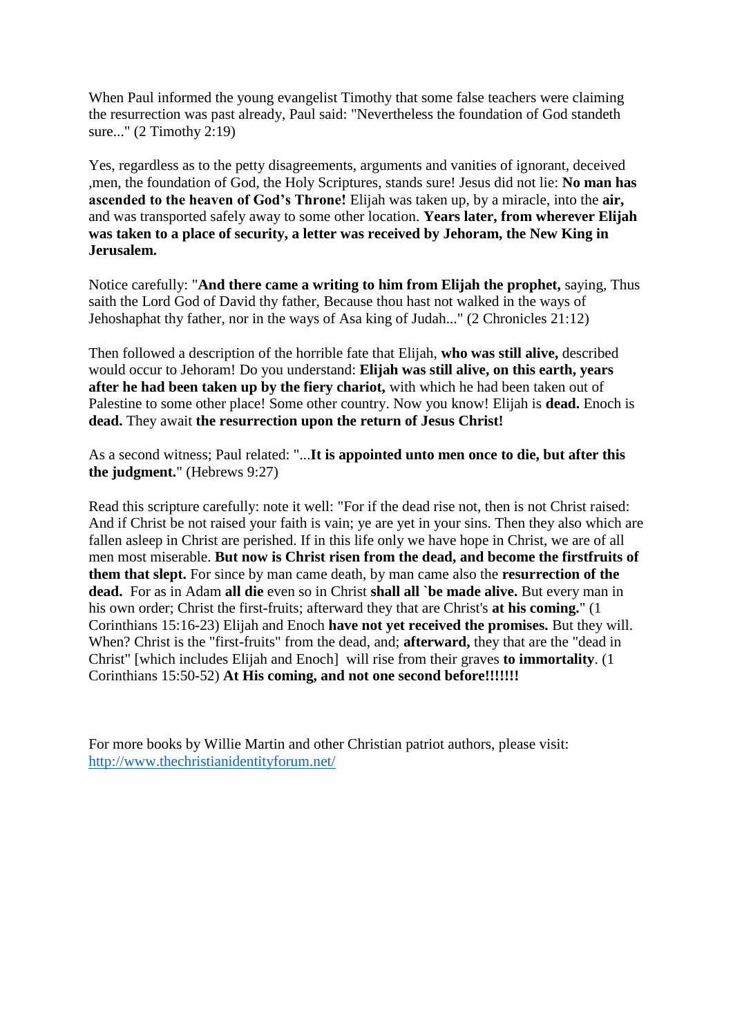When Paul informed the young evangelist Timothy that some false teachers were claiming the resurrection was past already, Paul said: "Nevertheless the foundation of God standeth sure..." (2 Timothy 2:19)

Yes, regardless as to the petty disagreements, arguments and vanities of ignorant, deceived ,men, the foundation of God, the Holy Scriptures, stands sure! Jesus did not lie: **No man has ascended to the heaven of God's Throne!** Elijah was taken up, by a miracle, into the **air,** and was transported safely away to some other location. **Years later, from wherever Elijah was taken to a place of security, a letter was received by Jehoram, the New King in Jerusalem.**

Notice carefully: "**And there came a writing to him from Elijah the prophet,** saying, Thus saith the Lord God of David thy father, Because thou hast not walked in the ways of Jehoshaphat thy father, nor in the ways of Asa king of Judah..." (2 Chronicles 21:12)

Then followed a description of the horrible fate that Elijah, **who was still alive,** described would occur to Jehoram! Do you understand: **Elijah was still alive, on this earth, years after he had been taken up by the fiery chariot,** with which he had been taken out of Palestine to some other place! Some other country. Now you know! Elijah is **dead.** Enoch is **dead.** They await **the resurrection upon the return of Jesus Christ!**

As a second witness; Paul related: "...**It is appointed unto men once to die, but after this the judgment.**" (Hebrews 9:27)

Read this scripture carefully: note it well: "For if the dead rise not, then is not Christ raised: And if Christ be not raised your faith is vain; ye are yet in your sins. Then they also which are fallen asleep in Christ are perished. If in this life only we have hope in Christ, we are of all men most miserable. **But now is Christ risen from the dead, and become the firstfruits of them that slept.** For since by man came death, by man came also the **resurrection of the dead.** For as in Adam **all die** even so in Christ **shall all `be made alive.** But every man in his own order; Christ the first-fruits; afterward they that are Christ's **at his coming.**" (1 Corinthians 15:16-23) Elijah and Enoch **have not yet received the promises.** But they will. When? Christ is the "first-fruits" from the dead, and; **afterward,** they that are the "dead in Christ" [which includes Elijah and Enoch] will rise from their graves **to immortality**. (1 Corinthians 15:50-52) **At His coming, and not one second before!!!!!!!**

For more books by Willie Martin and other Christian patriot authors, please visit: [http://www.thechristianidentityforum.net/](http://www.thechristianidentityforum.net/)